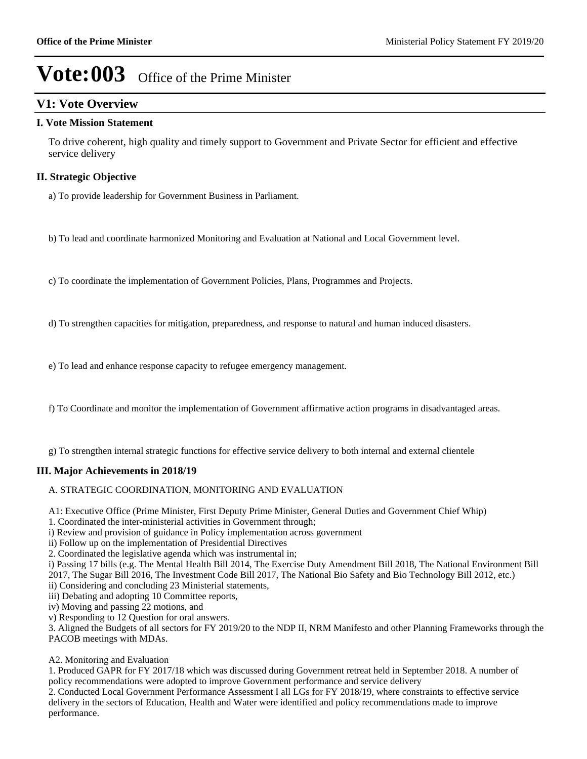# Vote:003 Office of the Prime Minister

## V1: Vote Overview

### I. Vote Mission Statement

To drive coherent, high quality and timely support to Government and Private Sector for efficient and effective service delivery

### II. Strategic Objective

a) To provide leadership for Government Business in Parliament.

b) To lead and coordinate harmonized Monitoring and Evaluation at National and Local Government level.

c) To coordinate the implementation of Government Policies, Plans, Programmes and Projects.

d) To strengthen capacities for mitigation, preparedness, and response to natural and human induced disasters.

e) To lead and enhance response capacity to refugee emergency management.

f) To Coordinate and monitor the implementation of Government affirmative action programs in disadvantaged areas.

g) To strengthen internal strategic functions for effective service delivery to both internal and external clientele

### III. Major Achievements in 2018/19

A. STRATEGIC COORDINATION, MONITORING AND EVALUATION

A1: Executive Office (Prime Minister, First Deputy Prime Minister, General Duties and Government Chief Whip)
1. Coordinated the inter-ministerial activities in Government through;
i) Review and provision of guidance in Policy implementation across government
ii) Follow up on the implementation of Presidential Directives
2. Coordinated the legislative agenda which was instrumental in;
i) Passing 17 bills (e.g. The Mental Health Bill 2014, The Exercise Duty Amendment Bill 2018, The National Environment Bill 2017, The Sugar Bill 2016, The Investment Code Bill 2017, The National Bio Safety and Bio Technology Bill 2012, etc.)
ii) Considering and concluding 23 Ministerial statements,
iii) Debating and adopting 10 Committee reports,
iv) Moving and passing 22 motions, and
v) Responding to 12 Question for oral answers.
3. Aligned the Budgets of all sectors for FY 2019/20 to the NDP II, NRM Manifesto and other Planning Frameworks through the PACOB meetings with MDAs.

A2. Monitoring and Evaluation
1. Produced GAPR for FY 2017/18 which was discussed during Government retreat held in September 2018. A number of policy recommendations were adopted to improve Government performance and service delivery
2. Conducted Local Government Performance Assessment I all LGs for FY 2018/19, where constraints to effective service delivery in the sectors of Education, Health and Water were identified and policy recommendations made to improve performance.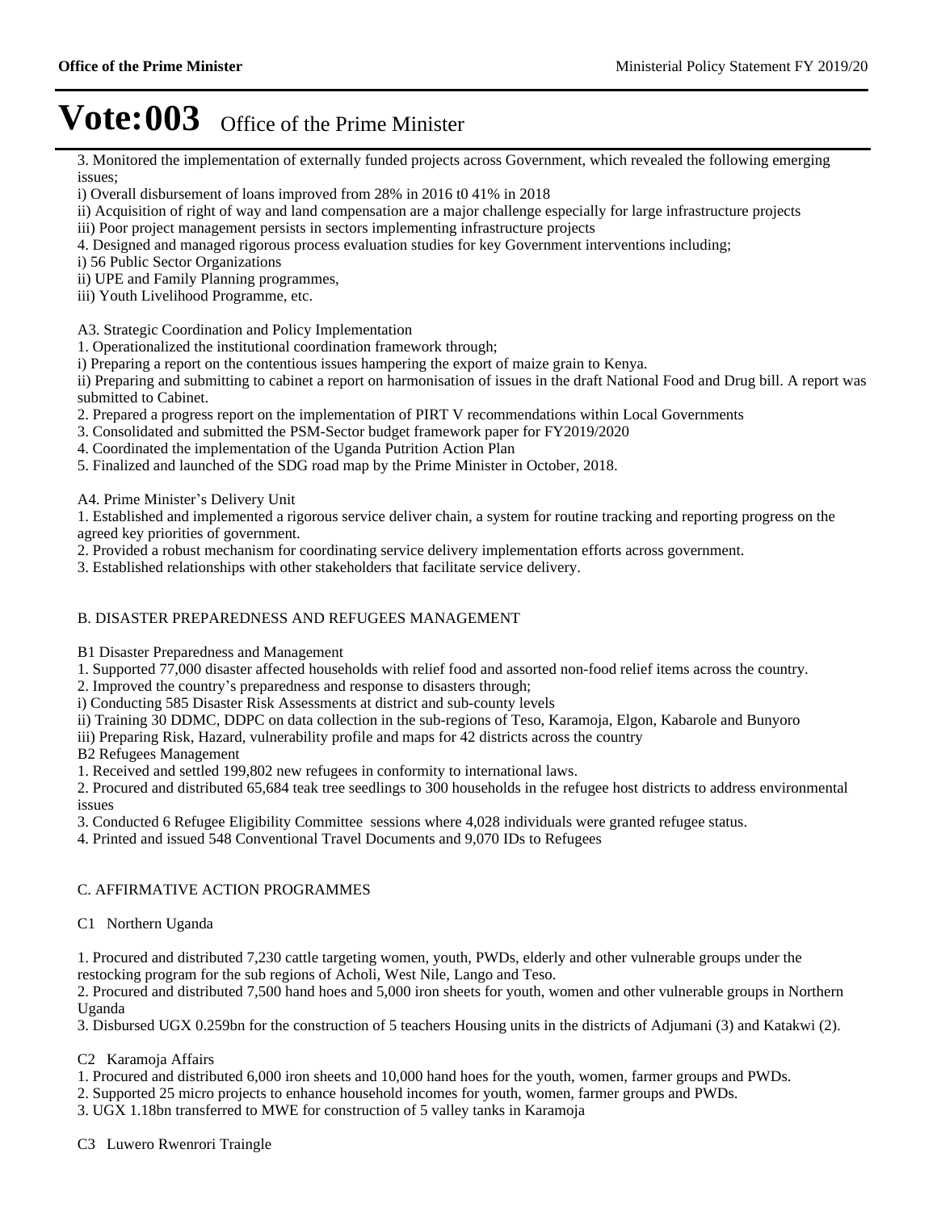# Vote:003 Office of the Prime Minister

3. Monitored the implementation of externally funded projects across Government, which revealed the following emerging issues;

i) Overall disbursement of loans improved from 28% in 2016 t0 41% in 2018

ii) Acquisition of right of way and land compensation are a major challenge especially for large infrastructure projects

iii) Poor project management persists in sectors implementing infrastructure projects

4. Designed and managed rigorous process evaluation studies for key Government interventions including;

i) 56 Public Sector Organizations

ii) UPE and Family Planning programmes,

iii) Youth Livelihood Programme, etc.

A3. Strategic Coordination and Policy Implementation

1. Operationalized the institutional coordination framework through;

i) Preparing a report on the contentious issues hampering the export of maize grain to Kenya.

ii) Preparing and submitting to cabinet a report on harmonisation of issues in the draft National Food and Drug bill. A report was submitted to Cabinet.

2. Prepared a progress report on the implementation of PIRT V recommendations within Local Governments

3. Consolidated and submitted the PSM-Sector budget framework paper for FY2019/2020

4. Coordinated the implementation of the Uganda Putrition Action Plan

5. Finalized and launched of the SDG road map by the Prime Minister in October, 2018.

A4. Prime Minister's Delivery Unit

1. Established and implemented a rigorous service deliver chain, a system for routine tracking and reporting progress on the agreed key priorities of government.

2. Provided a robust mechanism for coordinating service delivery implementation efforts across government.

3. Established relationships with other stakeholders that facilitate service delivery.

B. DISASTER PREPAREDNESS AND REFUGEES MANAGEMENT

B1 Disaster Preparedness and Management

1. Supported 77,000 disaster affected households with relief food and assorted non-food relief items across the country.

2. Improved the country's preparedness and response to disasters through;

i) Conducting 585 Disaster Risk Assessments at district and sub-county levels

ii) Training 30 DDMC, DDPC on data collection in the sub-regions of Teso, Karamoja, Elgon, Kabarole and Bunyoro

iii) Preparing Risk, Hazard, vulnerability profile and maps for 42 districts across the country

B2 Refugees Management

1. Received and settled 199,802 new refugees in conformity to international laws.

2. Procured and distributed 65,684 teak tree seedlings to 300 households in the refugee host districts to address environmental issues

3. Conducted 6 Refugee Eligibility Committee sessions where 4,028 individuals were granted refugee status.

4. Printed and issued 548 Conventional Travel Documents and 9,070 IDs to Refugees

C. AFFIRMATIVE ACTION PROGRAMMES

C1 Northern Uganda

1. Procured and distributed 7,230 cattle targeting women, youth, PWDs, elderly and other vulnerable groups under the restocking program for the sub regions of Acholi, West Nile, Lango and Teso.

2. Procured and distributed 7,500 hand hoes and 5,000 iron sheets for youth, women and other vulnerable groups in Northern Uganda

3. Disbursed UGX 0.259bn for the construction of 5 teachers Housing units in the districts of Adjumani (3) and Katakwi (2).

C2 Karamoja Affairs

1. Procured and distributed 6,000 iron sheets and 10,000 hand hoes for the youth, women, farmer groups and PWDs.

2. Supported 25 micro projects to enhance household incomes for youth, women, farmer groups and PWDs.

3. UGX 1.18bn transferred to MWE for construction of 5 valley tanks in Karamoja

C3 Luwero Rwenrori Traingle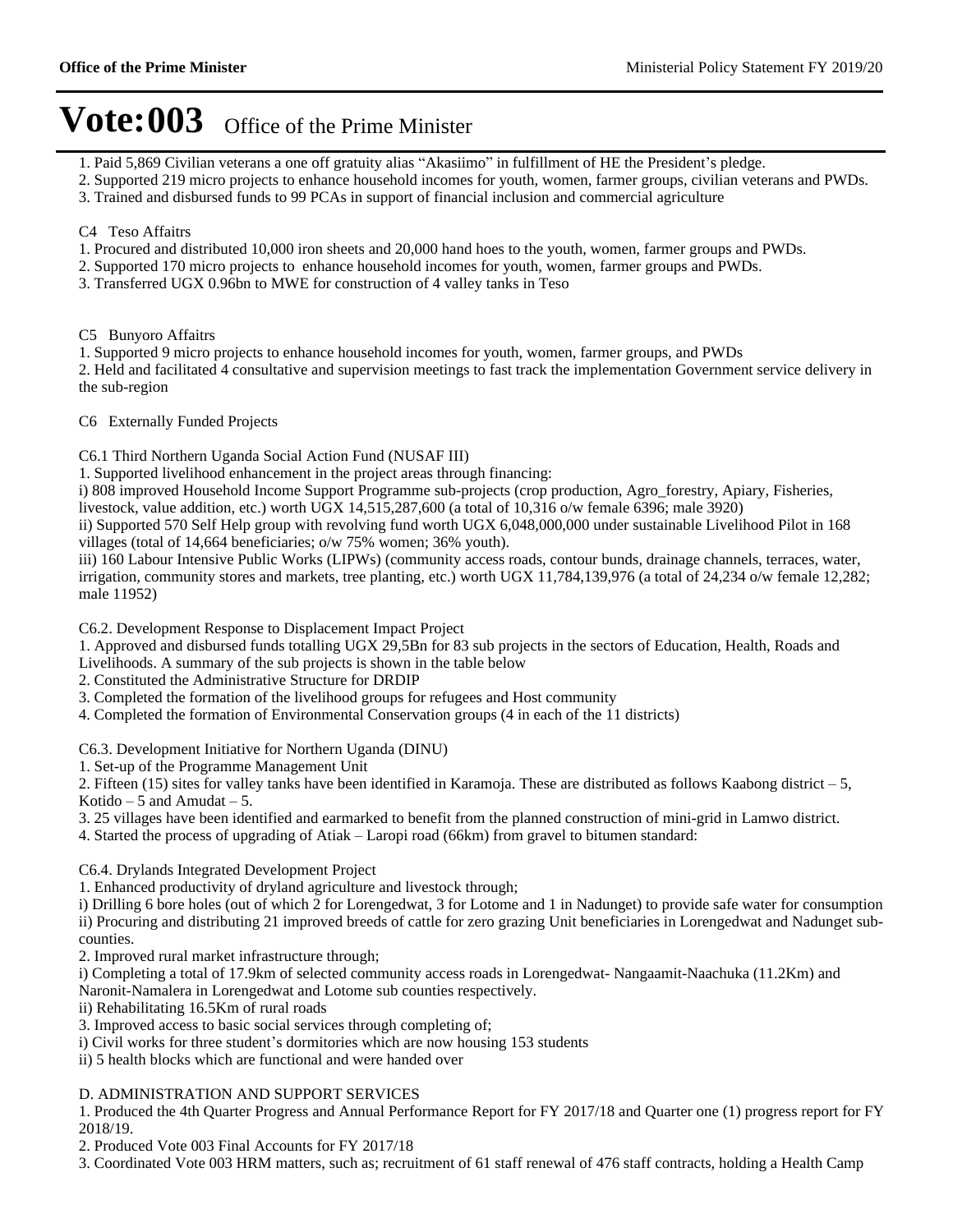# Vote:003 Office of the Prime Minister

1. Paid 5,869 Civilian veterans a one off gratuity alias "Akasiimo" in fulfillment of HE the President's pledge.
2. Supported 219 micro projects to enhance household incomes for youth, women, farmer groups, civilian veterans and PWDs.
3. Trained and disbursed funds to 99 PCAs in support of financial inclusion and commercial agriculture

C4 Teso Affaitrs

1. Procured and distributed 10,000 iron sheets and 20,000 hand hoes to the youth, women, farmer groups and PWDs.
2. Supported 170 micro projects to enhance household incomes for youth, women, farmer groups and PWDs.
3. Transferred UGX 0.96bn to MWE for construction of 4 valley tanks in Teso

C5 Bunyoro Affaitrs

1. Supported 9 micro projects to enhance household incomes for youth, women, farmer groups, and PWDs
2. Held and facilitated 4 consultative and supervision meetings to fast track the implementation Government service delivery in the sub-region

C6 Externally Funded Projects

C6.1 Third Northern Uganda Social Action Fund (NUSAF III)

1. Supported livelihood enhancement in the project areas through financing:

i) 808 improved Household Income Support Programme sub-projects (crop production, Agro_forestry, Apiary, Fisheries, livestock, value addition, etc.) worth UGX 14,515,287,600 (a total of 10,316 o/w female 6396; male 3920)

ii) Supported 570 Self Help group with revolving fund worth UGX 6,048,000,000 under sustainable Livelihood Pilot in 168 villages (total of 14,664 beneficiaries; o/w 75% women; 36% youth).

iii) 160 Labour Intensive Public Works (LIPWs) (community access roads, contour bunds, drainage channels, terraces, water, irrigation, community stores and markets, tree planting, etc.) worth UGX 11,784,139,976 (a total of 24,234 o/w female 12,282; male 11952)

C6.2. Development Response to Displacement Impact Project

1. Approved and disbursed funds totalling UGX 29,5Bn for 83 sub projects in the sectors of Education, Health, Roads and Livelihoods. A summary of the sub projects is shown in the table below
2. Constituted the Administrative Structure for DRDIP
3. Completed the formation of the livelihood groups for refugees and Host community
4. Completed the formation of Environmental Conservation groups (4 in each of the 11 districts)

C6.3. Development Initiative for Northern Uganda (DINU)

1. Set-up of the Programme Management Unit
2. Fifteen (15) sites for valley tanks have been identified in Karamoja. These are distributed as follows Kaabong district – 5, Kotido – 5 and Amudat – 5.
3. 25 villages have been identified and earmarked to benefit from the planned construction of mini-grid in Lamwo district.
4. Started the process of upgrading of Atiak – Laropi road (66km) from gravel to bitumen standard:

C6.4. Drylands Integrated Development Project

1. Enhanced productivity of dryland agriculture and livestock through;

i) Drilling 6 bore holes (out of which 2 for Lorengedwat, 3 for Lotome and 1 in Nadunget) to provide safe water for consumption

ii) Procuring and distributing 21 improved breeds of cattle for zero grazing Unit beneficiaries in Lorengedwat and Nadunget sub-counties.

2. Improved rural market infrastructure through;

i) Completing a total of 17.9km of selected community access roads in Lorengedwat- Nangaamit-Naachuka (11.2Km) and Naronit-Namalera in Lorengedwat and Lotome sub counties respectively.

ii) Rehabilitating 16.5Km of rural roads

3. Improved access to basic social services through completing of;

i) Civil works for three student's dormitories which are now housing 153 students

ii) 5 health blocks which are functional and were handed over

D. ADMINISTRATION AND SUPPORT SERVICES

1. Produced the 4th Quarter Progress and Annual Performance Report for FY 2017/18 and Quarter one (1) progress report for FY 2018/19.
2. Produced Vote 003 Final Accounts for FY 2017/18
3. Coordinated Vote 003 HRM matters, such as; recruitment of 61 staff renewal of 476 staff contracts, holding a Health Camp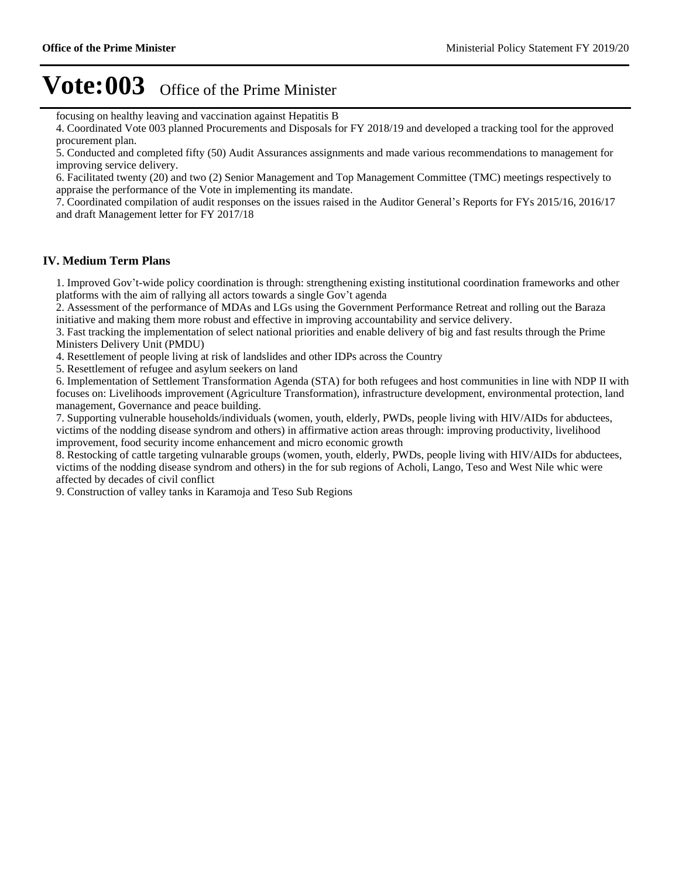# Vote:003 Office of the Prime Minister

focusing on healthy leaving and vaccination against Hepatitis B

4. Coordinated Vote 003 planned Procurements and Disposals for FY 2018/19 and developed a tracking tool for the approved procurement plan.

5. Conducted and completed fifty (50) Audit Assurances assignments and made various recommendations to management for improving service delivery.

6. Facilitated twenty (20) and two (2) Senior Management and Top Management Committee (TMC) meetings respectively to appraise the performance of the Vote in implementing its mandate.

7. Coordinated compilation of audit responses on the issues raised in the Auditor General's Reports for FYs 2015/16, 2016/17 and draft Management letter for FY 2017/18

## IV. Medium Term Plans

1. Improved Gov't-wide policy coordination is through: strengthening existing institutional coordination frameworks and other platforms with the aim of rallying all actors towards a single Gov't agenda

2. Assessment of the performance of MDAs and LGs using the Government Performance Retreat and rolling out the Baraza initiative and making them more robust and effective in improving accountability and service delivery.

3. Fast tracking the implementation of select national priorities and enable delivery of big and fast results through the Prime Ministers Delivery Unit (PMDU)

4. Resettlement of people living at risk of landslides and other IDPs across the Country

5. Resettlement of refugee and asylum seekers on land

6. Implementation of Settlement Transformation Agenda (STA) for both refugees and host communities in line with NDP II with focuses on: Livelihoods improvement (Agriculture Transformation), infrastructure development, environmental protection, land management, Governance and peace building.

7. Supporting vulnerable households/individuals (women, youth, elderly, PWDs, people living with HIV/AIDs for abductees, victims of the nodding disease syndrom and others) in affirmative action areas through: improving productivity, livelihood improvement, food security income enhancement and micro economic growth

8. Restocking of cattle targeting vulnarable groups (women, youth, elderly, PWDs, people living with HIV/AIDs for abductees, victims of the nodding disease syndrom and others) in the for sub regions of Acholi, Lango, Teso and West Nile whic were affected by decades of civil conflict

9. Construction of valley tanks in Karamoja and Teso Sub Regions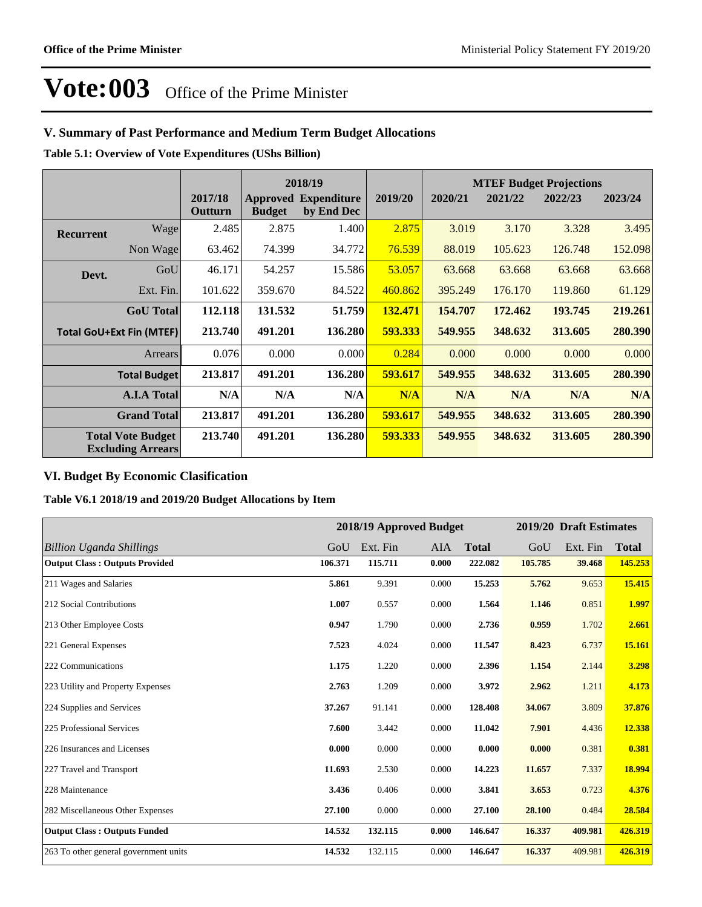# Vote:003 Office of the Prime Minister

## V. Summary of Past Performance and Medium Term Budget Allocations

**Table 5.1: Overview of Vote Expenditures (UShs Billion)**

| | | | 2018/19 | | | MTEF Budget Projections | | | |
|---|---|---|---|---|---|---|---|---|---|
| | | 2017/18 Outturn | Approved Budget | Expenditure by End Dec | 2019/20 | 2020/21 | 2021/22 | 2022/23 | 2023/24 |
| **Recurrent** | Wage | 2.485 | 2.875 | 1.400 | 2.875 | 3.019 | 3.170 | 3.328 | 3.495 |
| | Non Wage | 63.462 | 74.399 | 34.772 | 76.539 | 88.019 | 105.623 | 126.748 | 152.098 |
| **Devt.** | GoU | 46.171 | 54.257 | 15.586 | 53.057 | 63.668 | 63.668 | 63.668 | 63.668 |
| | Ext. Fin. | 101.622 | 359.670 | 84.522 | 460.862 | 395.249 | 176.170 | 119.860 | 61.129 |
| | **GoU Total** | **112.118** | **131.532** | **51.759** | **132.471** | **154.707** | **172.462** | **193.745** | **219.261** |
| **Total GoU+Ext Fin (MTEF)** | | **213.740** | **491.201** | **136.280** | **593.333** | **549.955** | **348.632** | **313.605** | **280.390** |
| | Arrears | 0.076 | 0.000 | 0.000 | 0.284 | 0.000 | 0.000 | 0.000 | 0.000 |
| | **Total Budget** | **213.817** | **491.201** | **136.280** | **593.617** | **549.955** | **348.632** | **313.605** | **280.390** |
| | **A.I.A Total** | **N/A** | **N/A** | **N/A** | **N/A** | **N/A** | **N/A** | **N/A** | **N/A** |
| | **Grand Total** | **213.817** | **491.201** | **136.280** | **593.617** | **549.955** | **348.632** | **313.605** | **280.390** |
| **Total Vote Budget Excluding Arrears** | | **213.740** | **491.201** | **136.280** | **593.333** | **549.955** | **348.632** | **313.605** | **280.390** |

## VI. Budget By Economic Clasification

**Table V6.1 2018/19 and 2019/20 Budget Allocations by Item**

| | 2018/19 Approved Budget | | | | 2019/20 Draft Estimates | | |
|---|---|---|---|---|---|---|---|
| *Billion Uganda Shillings* | GoU | Ext. Fin | AIA | **Total** | GoU | Ext. Fin | **Total** |
| **Output Class : Outputs Provided** | **106.371** | **115.711** | **0.000** | **222.082** | **105.785** | **39.468** | **145.253** |
| 211 Wages and Salaries | **5.861** | 9.391 | 0.000 | **15.253** | **5.762** | 9.653 | **15.415** |
| 212 Social Contributions | **1.007** | 0.557 | 0.000 | **1.564** | **1.146** | 0.851 | **1.997** |
| 213 Other Employee Costs | **0.947** | 1.790 | 0.000 | **2.736** | **0.959** | 1.702 | **2.661** |
| 221 General Expenses | **7.523** | 4.024 | 0.000 | **11.547** | **8.423** | 6.737 | **15.161** |
| 222 Communications | **1.175** | 1.220 | 0.000 | **2.396** | **1.154** | 2.144 | **3.298** |
| 223 Utility and Property Expenses | **2.763** | 1.209 | 0.000 | **3.972** | **2.962** | 1.211 | **4.173** |
| 224 Supplies and Services | **37.267** | 91.141 | 0.000 | **128.408** | **34.067** | 3.809 | **37.876** |
| 225 Professional Services | **7.600** | 3.442 | 0.000 | **11.042** | **7.901** | 4.436 | **12.338** |
| 226 Insurances and Licenses | **0.000** | 0.000 | 0.000 | **0.000** | **0.000** | 0.381 | **0.381** |
| 227 Travel and Transport | **11.693** | 2.530 | 0.000 | **14.223** | **11.657** | 7.337 | **18.994** |
| 228 Maintenance | **3.436** | 0.406 | 0.000 | **3.841** | **3.653** | 0.723 | **4.376** |
| 282 Miscellaneous Other Expenses | **27.100** | 0.000 | 0.000 | **27.100** | **28.100** | 0.484 | **28.584** |
| **Output Class : Outputs Funded** | **14.532** | **132.115** | **0.000** | **146.647** | **16.337** | **409.981** | **426.319** |
| 263 To other general government units | **14.532** | 132.115 | 0.000 | **146.647** | **16.337** | 409.981 | **426.319** |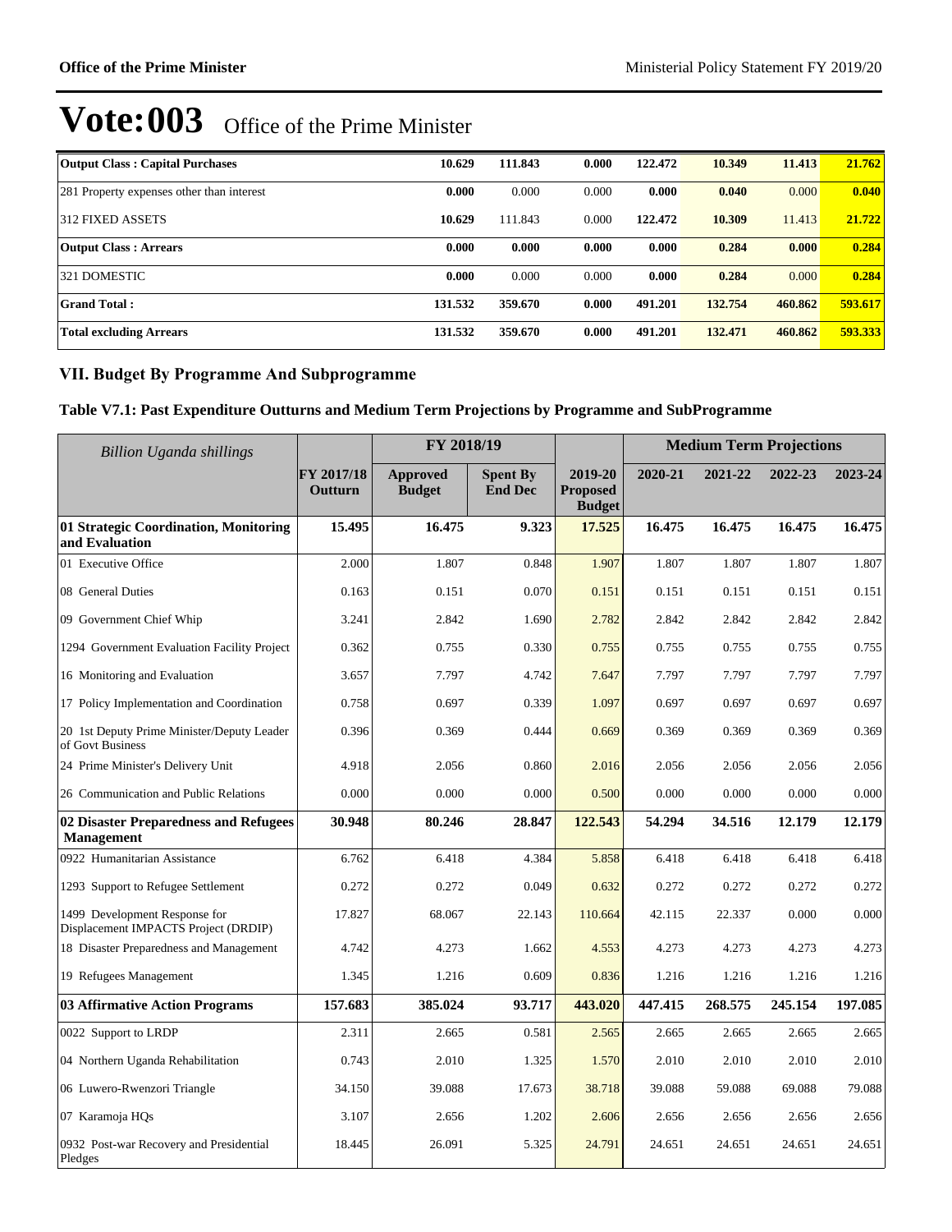# Vote:003 Office of the Prime Minister

| Output Class : Capital Purchases | 10.629 | 111.843 | 0.000 | 122.472 | 10.349 | 11.413 | 21.762 |
|---|---|---|---|---|---|---|---|
| 281 Property expenses other than interest | 0.000 | 0.000 | 0.000 | 0.000 | 0.040 | 0.000 | 0.040 |
| 312 FIXED ASSETS | 10.629 | 111.843 | 0.000 | 122.472 | 10.309 | 11.413 | 21.722 |
| **Output Class : Arrears** | 0.000 | 0.000 | 0.000 | 0.000 | 0.284 | 0.000 | 0.284 |
| 321 DOMESTIC | 0.000 | 0.000 | 0.000 | 0.000 | 0.284 | 0.000 | 0.284 |
| **Grand Total :** | 131.532 | 359.670 | 0.000 | 491.201 | 132.754 | 460.862 | 593.617 |
| **Total excluding Arrears** | 131.532 | 359.670 | 0.000 | 491.201 | 132.471 | 460.862 | 593.333 |

## VII. Budget By Programme And Subprogramme

### Table V7.1: Past Expenditure Outturns and Medium Term Projections by Programme and SubProgramme

| *Billion Uganda shillings* | | FY 2018/19 | | | Medium Term Projections | | | |
|---|---|---|---|---|---|---|---|---|
| | FY 2017/18 Outturn | Approved Budget | Spent By End Dec | 2019-20 Proposed Budget | 2020-21 | 2021-22 | 2022-23 | 2023-24 |
| **01 Strategic Coordination, Monitoring and Evaluation** | **15.495** | **16.475** | **9.323** | **17.525** | **16.475** | **16.475** | **16.475** | **16.475** |
| 01 Executive Office | 2.000 | 1.807 | 0.848 | 1.907 | 1.807 | 1.807 | 1.807 | 1.807 |
| 08 General Duties | 0.163 | 0.151 | 0.070 | 0.151 | 0.151 | 0.151 | 0.151 | 0.151 |
| 09 Government Chief Whip | 3.241 | 2.842 | 1.690 | 2.782 | 2.842 | 2.842 | 2.842 | 2.842 |
| 1294 Government Evaluation Facility Project | 0.362 | 0.755 | 0.330 | 0.755 | 0.755 | 0.755 | 0.755 | 0.755 |
| 16 Monitoring and Evaluation | 3.657 | 7.797 | 4.742 | 7.647 | 7.797 | 7.797 | 7.797 | 7.797 |
| 17 Policy Implementation and Coordination | 0.758 | 0.697 | 0.339 | 1.097 | 0.697 | 0.697 | 0.697 | 0.697 |
| 20 1st Deputy Prime Minister/Deputy Leader of Govt Business | 0.396 | 0.369 | 0.444 | 0.669 | 0.369 | 0.369 | 0.369 | 0.369 |
| 24 Prime Minister's Delivery Unit | 4.918 | 2.056 | 0.860 | 2.016 | 2.056 | 2.056 | 2.056 | 2.056 |
| 26 Communication and Public Relations | 0.000 | 0.000 | 0.000 | 0.500 | 0.000 | 0.000 | 0.000 | 0.000 |
| **02 Disaster Preparedness and Refugees Management** | **30.948** | **80.246** | **28.847** | **122.543** | **54.294** | **34.516** | **12.179** | **12.179** |
| 0922 Humanitarian Assistance | 6.762 | 6.418 | 4.384 | 5.858 | 6.418 | 6.418 | 6.418 | 6.418 |
| 1293 Support to Refugee Settlement | 0.272 | 0.272 | 0.049 | 0.632 | 0.272 | 0.272 | 0.272 | 0.272 |
| 1499 Development Response for Displacement IMPACTS Project (DRDIP) | 17.827 | 68.067 | 22.143 | 110.664 | 42.115 | 22.337 | 0.000 | 0.000 |
| 18 Disaster Preparedness and Management | 4.742 | 4.273 | 1.662 | 4.553 | 4.273 | 4.273 | 4.273 | 4.273 |
| 19 Refugees Management | 1.345 | 1.216 | 0.609 | 0.836 | 1.216 | 1.216 | 1.216 | 1.216 |
| **03 Affirmative Action Programs** | **157.683** | **385.024** | **93.717** | **443.020** | **447.415** | **268.575** | **245.154** | **197.085** |
| 0022 Support to LRDP | 2.311 | 2.665 | 0.581 | 2.565 | 2.665 | 2.665 | 2.665 | 2.665 |
| 04 Northern Uganda Rehabilitation | 0.743 | 2.010 | 1.325 | 1.570 | 2.010 | 2.010 | 2.010 | 2.010 |
| 06 Luwero-Rwenzori Triangle | 34.150 | 39.088 | 17.673 | 38.718 | 39.088 | 59.088 | 69.088 | 79.088 |
| 07 Karamoja HQs | 3.107 | 2.656 | 1.202 | 2.606 | 2.656 | 2.656 | 2.656 | 2.656 |
| 0932 Post-war Recovery and Presidential Pledges | 18.445 | 26.091 | 5.325 | 24.791 | 24.651 | 24.651 | 24.651 | 24.651 |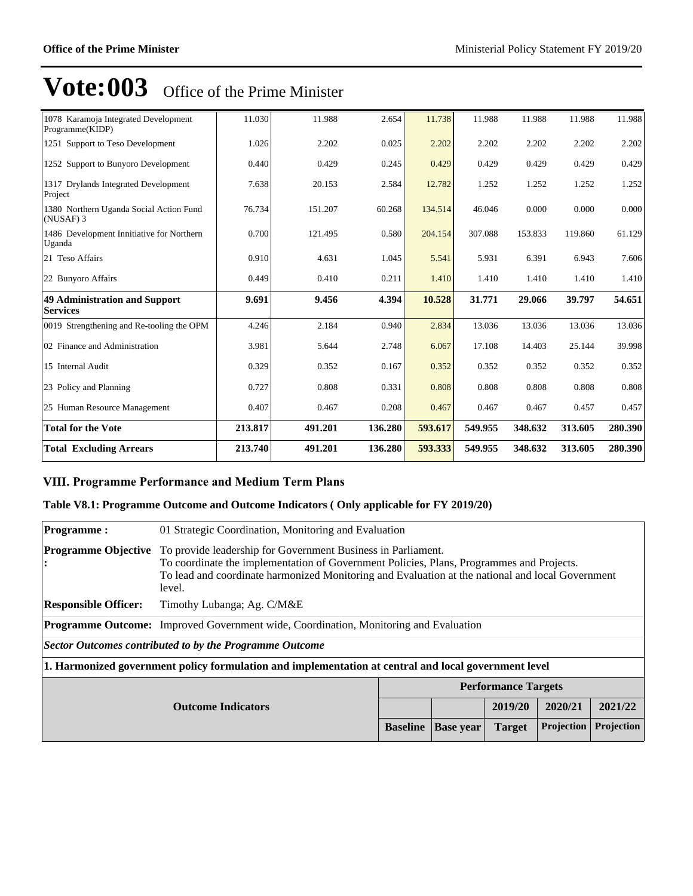# Vote:003 Office of the Prime Minister

| | | | | | | | | |
|---|---|---|---|---|---|---|---|---|
| 1078 Karamoja Integrated Development Programme(KIDP) | 11.030 | 11.988 | 2.654 | 11.738 | 11.988 | 11.988 | 11.988 | 11.988 |
| 1251 Support to Teso Development | 1.026 | 2.202 | 0.025 | 2.202 | 2.202 | 2.202 | 2.202 | 2.202 |
| 1252 Support to Bunyoro Development | 0.440 | 0.429 | 0.245 | 0.429 | 0.429 | 0.429 | 0.429 | 0.429 |
| 1317 Drylands Integrated Development Project | 7.638 | 20.153 | 2.584 | 12.782 | 1.252 | 1.252 | 1.252 | 1.252 |
| 1380 Northern Uganda Social Action Fund (NUSAF) 3 | 76.734 | 151.207 | 60.268 | 134.514 | 46.046 | 0.000 | 0.000 | 0.000 |
| 1486 Development Innitiative for Northern Uganda | 0.700 | 121.495 | 0.580 | 204.154 | 307.088 | 153.833 | 119.860 | 61.129 |
| 21 Teso Affairs | 0.910 | 4.631 | 1.045 | 5.541 | 5.931 | 6.391 | 6.943 | 7.606 |
| 22 Bunyoro Affairs | 0.449 | 0.410 | 0.211 | 1.410 | 1.410 | 1.410 | 1.410 | 1.410 |
| **49 Administration and Support Services** | **9.691** | **9.456** | **4.394** | **10.528** | **31.771** | **29.066** | **39.797** | **54.651** |
| 0019 Strengthening and Re-tooling the OPM | 4.246 | 2.184 | 0.940 | 2.834 | 13.036 | 13.036 | 13.036 | 13.036 |
| 02 Finance and Administration | 3.981 | 5.644 | 2.748 | 6.067 | 17.108 | 14.403 | 25.144 | 39.998 |
| 15 Internal Audit | 0.329 | 0.352 | 0.167 | 0.352 | 0.352 | 0.352 | 0.352 | 0.352 |
| 23 Policy and Planning | 0.727 | 0.808 | 0.331 | 0.808 | 0.808 | 0.808 | 0.808 | 0.808 |
| 25 Human Resource Management | 0.407 | 0.467 | 0.208 | 0.467 | 0.467 | 0.467 | 0.457 | 0.457 |
| **Total for the Vote** | **213.817** | **491.201** | **136.280** | **593.617** | **549.955** | **348.632** | **313.605** | **280.390** |
| **Total Excluding Arrears** | **213.740** | **491.201** | **136.280** | **593.333** | **549.955** | **348.632** | **313.605** | **280.390** |

## VIII. Programme Performance and Medium Term Plans

### Table V8.1: Programme Outcome and Outcome Indicators ( Only applicable for FY 2019/20)

| | |
|---|---|
| **Programme :** | 01 Strategic Coordination, Monitoring and Evaluation |
| **Programme Objective :** | To provide leadership for Government Business in Parliament.<br>To coordinate the implementation of Government Policies, Plans, Programmes and Projects.<br>To lead and coordinate harmonized Monitoring and Evaluation at the national and local Government level. |
| **Responsible Officer:** | Timothy Lubanga; Ag. C/M&E |
| **Programme Outcome:** | Improved Government wide, Coordination, Monitoring and Evaluation |

***Sector Outcomes contributed to by the Programme Outcome***

**1. Harmonized government policy formulation and implementation at central and local government level**

| **Outcome Indicators** | **Performance Targets** | | | | |
|---|---|---|---|---|---|
| | | | **2019/20** | **2020/21** | **2021/22** |
| | **Baseline** | **Base year** | **Target** | **Projection** | **Projection** |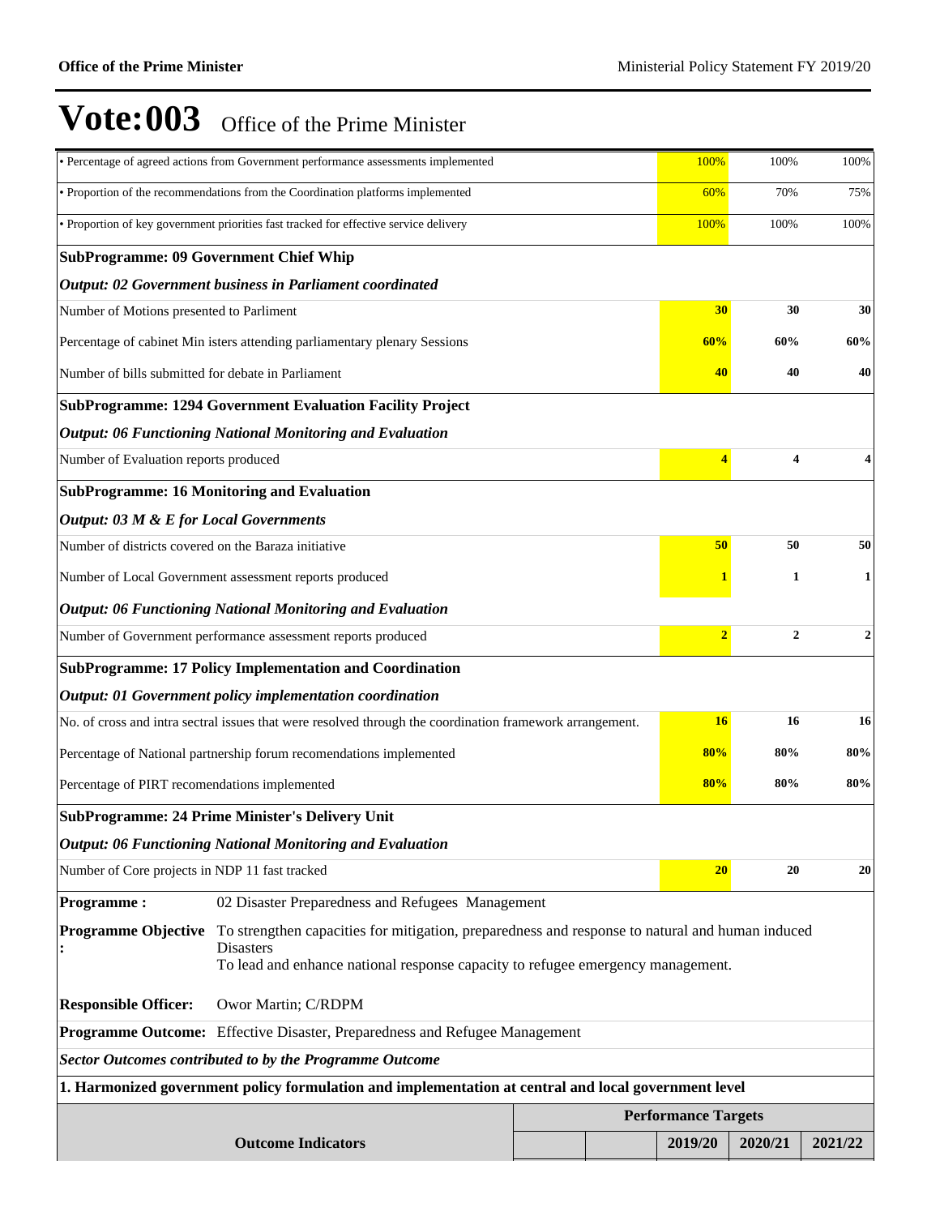# Vote:003 Office of the Prime Minister

| | 2019/20 | 2020/21 | 2021/22 |
|---|---|---|---|
| • Percentage of agreed actions from Government performance assessments implemented | 100% | 100% | 100% |
| • Proportion of the recommendations from the Coordination platforms implemented | 60% | 70% | 75% |
| • Proportion of key government priorities fast tracked for effective service delivery | 100% | 100% | 100% |
| **SubProgramme: 09 Government Chief Whip** | | | |
| ***Output: 02 Government business in Parliament coordinated*** | | | |
| Number of Motions presented to Parliment | **30** | **30** | **30** |
| Percentage of cabinet Min isters attending parliamentary plenary Sessions | **60%** | **60%** | **60%** |
| Number of bills submitted for debate in Parliament | **40** | **40** | **40** |
| **SubProgramme: 1294 Government Evaluation Facility Project** | | | |
| ***Output: 06 Functioning National Monitoring and Evaluation*** | | | |
| Number of Evaluation reports produced | **4** | **4** | **4** |
| **SubProgramme: 16 Monitoring and Evaluation** | | | |
| ***Output: 03 M & E for Local Governments*** | | | |
| Number of districts covered on the Baraza initiative | **50** | **50** | **50** |
| Number of Local Government assessment reports produced | **1** | **1** | **1** |
| ***Output: 06 Functioning National Monitoring and Evaluation*** | | | |
| Number of Government performance assessment reports produced | **2** | **2** | **2** |
| **SubProgramme: 17 Policy Implementation and Coordination** | | | |
| ***Output: 01 Government policy implementation coordination*** | | | |
| No. of cross and intra sectral issues that were resolved through the coordination framework arrangement. | **16** | **16** | **16** |
| Percentage of National partnership forum recomendations implemented | **80%** | **80%** | **80%** |
| Percentage of PIRT recomendations implemented | **80%** | **80%** | **80%** |
| **SubProgramme: 24 Prime Minister's Delivery Unit** | | | |
| ***Output: 06 Functioning National Monitoring and Evaluation*** | | | |
| Number of Core projects in NDP 11 fast tracked | **20** | **20** | **20** |

| | |
|---|---|
| **Programme :** | 02 Disaster Preparedness and Refugees Management |
| **Programme Objective :** | To strengthen capacities for mitigation, preparedness and response to natural and human induced Disasters<br>To lead and enhance national response capacity to refugee emergency management. |
| **Responsible Officer:** | Owor Martin; C/RDPM |
| **Programme Outcome:** | Effective Disaster, Preparedness and Refugee Management |

***Sector Outcomes contributed to by the Programme Outcome***

**1. Harmonized government policy formulation and implementation at central and local government level**

| Outcome Indicators | | | Performance Targets | | |
|---|---|---|---|---|---|
| | | | **2019/20** | **2020/21** | **2021/22** |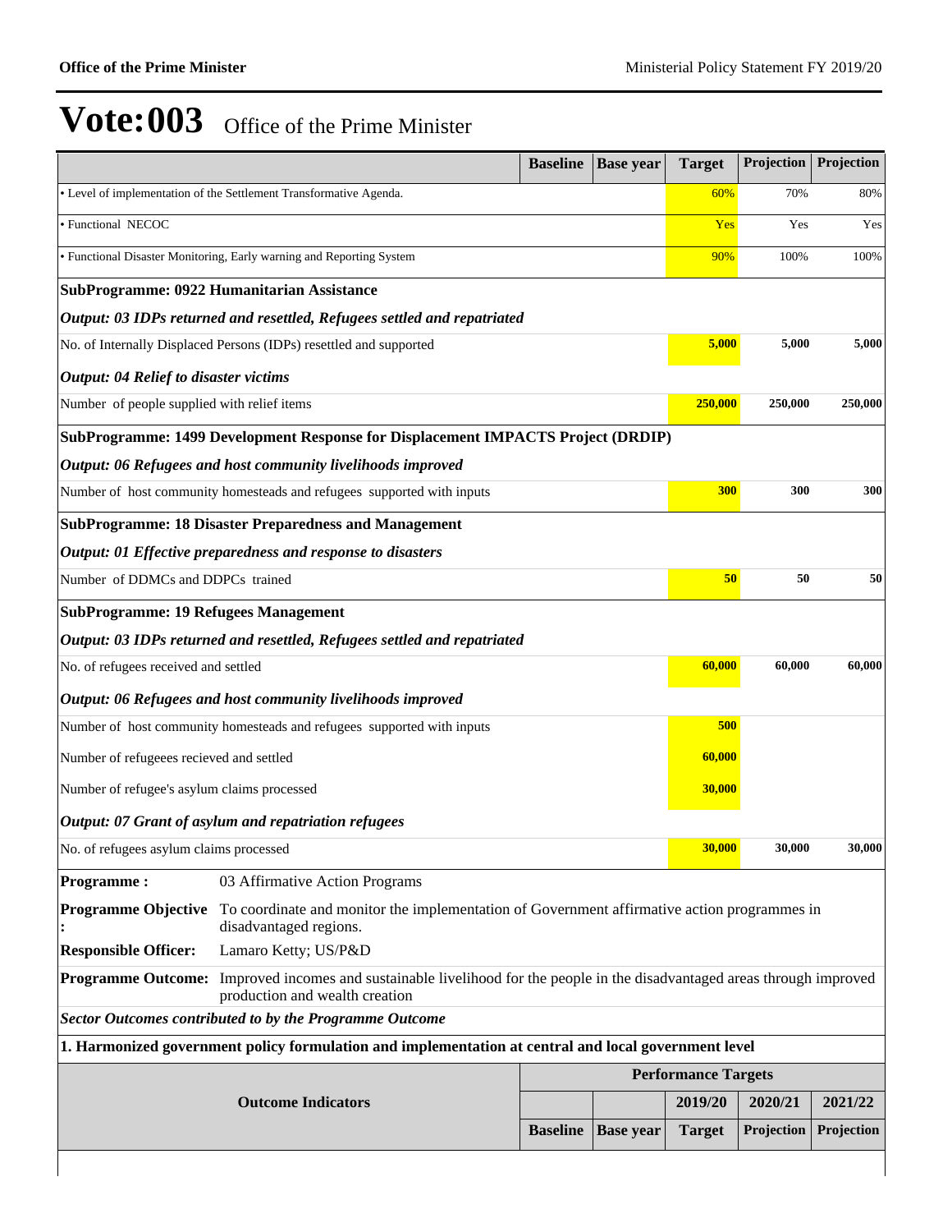# Vote:003 Office of the Prime Minister

| | Baseline | Base year | Target | Projection | Projection |
|---|---|---|---|---|---|
| • Level of implementation of the Settlement Transformative Agenda. | | | 60% | 70% | 80% |
| • Functional NECOC | | | Yes | Yes | Yes |
| • Functional Disaster Monitoring, Early warning and Reporting System | | | 90% | 100% | 100% |
| **SubProgramme: 0922 Humanitarian Assistance** | | | | | |
| ***Output: 03 IDPs returned and resettled, Refugees settled and repatriated*** | | | | | |
| No. of Internally Displaced Persons (IDPs) resettled and supported | | | **5,000** | **5,000** | **5,000** |
| ***Output: 04 Relief to disaster victims*** | | | | | |
| Number of people supplied with relief items | | | **250,000** | **250,000** | **250,000** |
| **SubProgramme: 1499 Development Response for Displacement IMPACTS Project (DRDIP)** | | | | | |
| ***Output: 06 Refugees and host community livelihoods improved*** | | | | | |
| Number of host community homesteads and refugees supported with inputs | | | **300** | **300** | **300** |
| **SubProgramme: 18 Disaster Preparedness and Management** | | | | | |
| ***Output: 01 Effective preparedness and response to disasters*** | | | | | |
| Number of DDMCs and DDPCs trained | | | **50** | **50** | **50** |
| **SubProgramme: 19 Refugees Management** | | | | | |
| ***Output: 03 IDPs returned and resettled, Refugees settled and repatriated*** | | | | | |
| No. of refugees received and settled | | | **60,000** | **60,000** | **60,000** |
| ***Output: 06 Refugees and host community livelihoods improved*** | | | | | |
| Number of host community homesteads and refugees supported with inputs | | | **500** | | |
| Number of refugeees recieved and settled | | | **60,000** | | |
| Number of refugee's asylum claims processed | | | **30,000** | | |
| ***Output: 07 Grant of asylum and repatriation refugees*** | | | | | |
| No. of refugees asylum claims processed | | | **30,000** | **30,000** | **30,000** |

| | |
|---|---|
| **Programme :** | 03 Affirmative Action Programs |
| **Programme Objective :** | To coordinate and monitor the implementation of Government affirmative action programmes in disadvantaged regions. |
| **Responsible Officer:** | Lamaro Ketty; US/P&D |
| **Programme Outcome:** | Improved incomes and sustainable livelihood for the people in the disadvantaged areas through improved production and wealth creation |

***Sector Outcomes contributed to by the Programme Outcome***

**1. Harmonized government policy formulation and implementation at central and local government level**

| Outcome Indicators | Performance Targets | | | | |
|---|---|---|---|---|---|
| | | | 2019/20 | 2020/21 | 2021/22 |
| | Baseline | Base year | Target | Projection | Projection |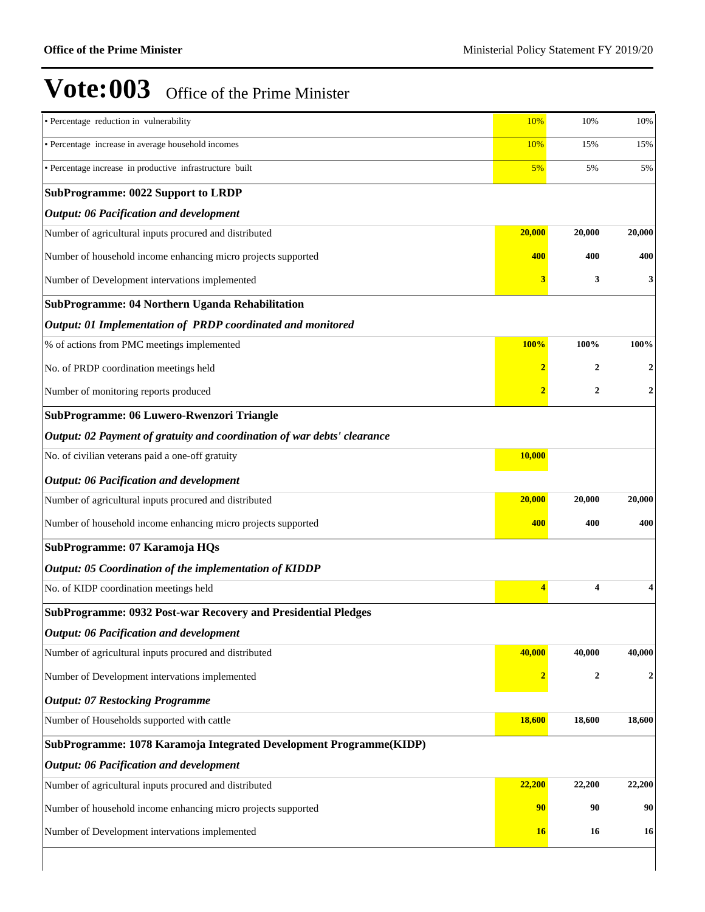# Vote:003 Office of the Prime Minister

| | | | |
|---|---|---|---|
| • Percentage reduction in vulnerability | 10% | 10% | 10% |
| • Percentage increase in average household incomes | 10% | 15% | 15% |
| • Percentage increase in productive infrastructure built | 5% | 5% | 5% |
| **SubProgramme: 0022 Support to LRDP** | | | |
| ***Output: 06 Pacification and development*** | | | |
| Number of agricultural inputs procured and distributed | **20,000** | **20,000** | **20,000** |
| Number of household income enhancing micro projects supported | **400** | **400** | **400** |
| Number of Development intervations implemented | **3** | **3** | **3** |
| **SubProgramme: 04 Northern Uganda Rehabilitation** | | | |
| ***Output: 01 Implementation of PRDP coordinated and monitored*** | | | |
| % of actions from PMC meetings implemented | **100%** | **100%** | **100%** |
| No. of PRDP coordination meetings held | **2** | **2** | **2** |
| Number of monitoring reports produced | **2** | **2** | **2** |
| **SubProgramme: 06 Luwero-Rwenzori Triangle** | | | |
| ***Output: 02 Payment of gratuity and coordination of war debts' clearance*** | | | |
| No. of civilian veterans paid a one-off gratuity | **10,000** | | |
| ***Output: 06 Pacification and development*** | | | |
| Number of agricultural inputs procured and distributed | **20,000** | **20,000** | **20,000** |
| Number of household income enhancing micro projects supported | **400** | **400** | **400** |
| **SubProgramme: 07 Karamoja HQs** | | | |
| ***Output: 05 Coordination of the implementation of KIDDP*** | | | |
| No. of KIDP coordination meetings held | **4** | **4** | **4** |
| **SubProgramme: 0932 Post-war Recovery and Presidential Pledges** | | | |
| ***Output: 06 Pacification and development*** | | | |
| Number of agricultural inputs procured and distributed | **40,000** | **40,000** | **40,000** |
| Number of Development intervations implemented | **2** | **2** | **2** |
| ***Output: 07 Restocking Programme*** | | | |
| Number of Households supported with cattle | **18,600** | **18,600** | **18,600** |
| **SubProgramme: 1078 Karamoja Integrated Development Programme(KIDP)** | | | |
| ***Output: 06 Pacification and development*** | | | |
| Number of agricultural inputs procured and distributed | **22,200** | **22,200** | **22,200** |
| Number of household income enhancing micro projects supported | **90** | **90** | **90** |
| Number of Development intervations implemented | **16** | **16** | **16** |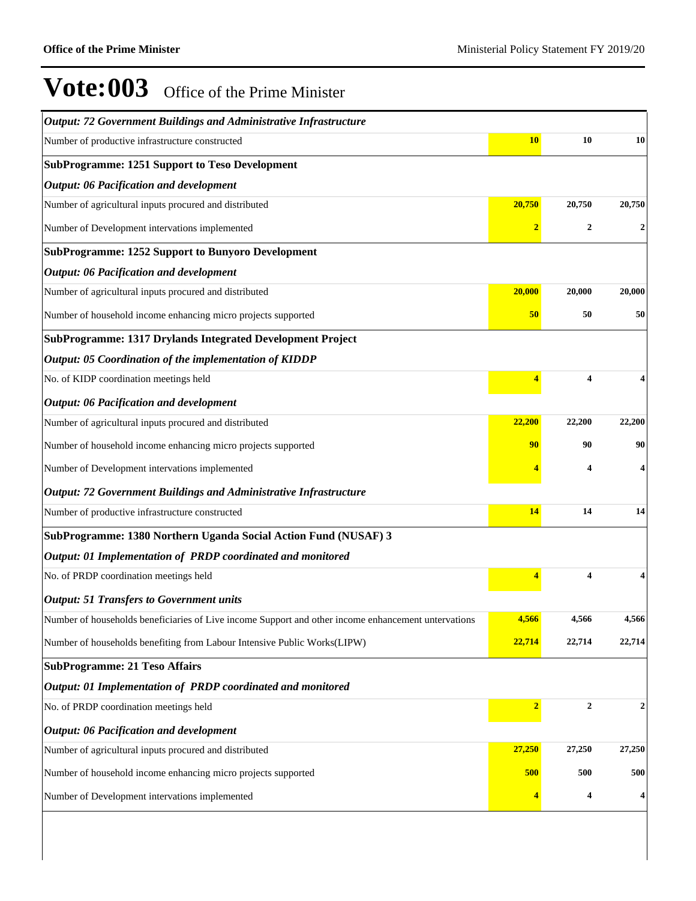# Vote:003 Office of the Prime Minister

| | | | |
|---|---|---|---|
| ***Output: 72 Government Buildings and Administrative Infrastructure*** | | | |
| Number of productive infrastructure constructed | **10** | **10** | **10** |
| **SubProgramme: 1251 Support to Teso Development** | | | |
| ***Output: 06 Pacification and development*** | | | |
| Number of agricultural inputs procured and distributed | **20,750** | **20,750** | **20,750** |
| Number of Development intervations implemented | **2** | **2** | **2** |
| **SubProgramme: 1252 Support to Bunyoro Development** | | | |
| ***Output: 06 Pacification and development*** | | | |
| Number of agricultural inputs procured and distributed | **20,000** | **20,000** | **20,000** |
| Number of household income enhancing micro projects supported | **50** | **50** | **50** |
| **SubProgramme: 1317 Drylands Integrated Development Project** | | | |
| ***Output: 05 Coordination of the implementation of KIDDP*** | | | |
| No. of KIDP coordination meetings held | **4** | **4** | **4** |
| ***Output: 06 Pacification and development*** | | | |
| Number of agricultural inputs procured and distributed | **22,200** | **22,200** | **22,200** |
| Number of household income enhancing micro projects supported | **90** | **90** | **90** |
| Number of Development intervations implemented | **4** | **4** | **4** |
| ***Output: 72 Government Buildings and Administrative Infrastructure*** | | | |
| Number of productive infrastructure constructed | **14** | **14** | **14** |
| **SubProgramme: 1380 Northern Uganda Social Action Fund (NUSAF) 3** | | | |
| ***Output: 01 Implementation of PRDP coordinated and monitored*** | | | |
| No. of PRDP coordination meetings held | **4** | **4** | **4** |
| ***Output: 51 Transfers to Government units*** | | | |
| Number of households beneficiaries of Live income Support and other income enhancement untervations | **4,566** | **4,566** | **4,566** |
| Number of households benefiting from Labour Intensive Public Works(LIPW) | **22,714** | **22,714** | **22,714** |
| **SubProgramme: 21 Teso Affairs** | | | |
| ***Output: 01 Implementation of PRDP coordinated and monitored*** | | | |
| No. of PRDP coordination meetings held | **2** | **2** | **2** |
| ***Output: 06 Pacification and development*** | | | |
| Number of agricultural inputs procured and distributed | **27,250** | **27,250** | **27,250** |
| Number of household income enhancing micro projects supported | **500** | **500** | **500** |
| Number of Development intervations implemented | **4** | **4** | **4** |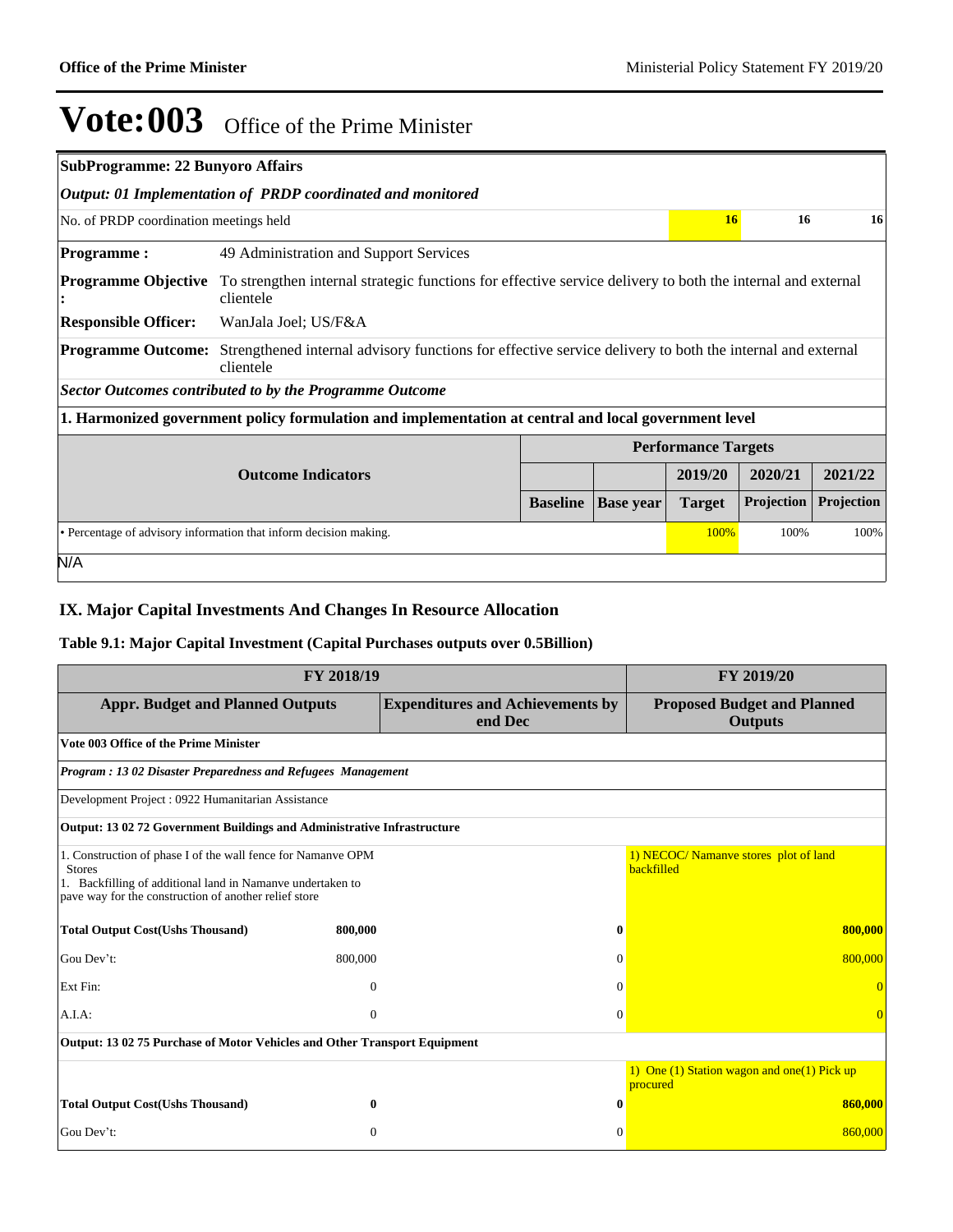# Vote:003 Office of the Prime Minister

| SubProgramme: 22 Bunyoro Affairs | | | | |
|---|---|---|---|---|
| *Output: 01 Implementation of PRDP coordinated and monitored* | | | | |
| No. of PRDP coordination meetings held | | 16 | 16 | 16 |

**Programme :** 49 Administration and Support Services

**Programme Objective :** To strengthen internal strategic functions for effective service delivery to both the internal and external clientele

**Responsible Officer:** WanJala Joel; US/F&A

**Programme Outcome:** Strengthened internal advisory functions for effective service delivery to both the internal and external clientele

***Sector Outcomes contributed to by the Programme Outcome***

**1. Harmonized government policy formulation and implementation at central and local government level**

| Outcome Indicators | Performance Targets | | | | |
|---|---|---|---|---|---|
| | | | 2019/20 | 2020/21 | 2021/22 |
| | Baseline | Base year | Target | Projection | Projection |
| • Percentage of advisory information that inform decision making. | | | 100% | 100% | 100% |

N/A

## IX. Major Capital Investments And Changes In Resource Allocation

### Table 9.1: Major Capital Investment (Capital Purchases outputs over 0.5Billion)

| FY 2018/19 | | | FY 2019/20 |
|---|---|---|---|
| **Appr. Budget and Planned Outputs** | | **Expenditures and Achievements by end Dec** | **Proposed Budget and Planned Outputs** |
| **Vote 003 Office of the Prime Minister** | | | |
| ***Program : 13 02 Disaster Preparedness and Refugees Management*** | | | |
| Development Project : 0922 Humanitarian Assistance | | | |
| **Output: 13 02 72 Government Buildings and Administrative Infrastructure** | | | |
| 1. Construction of phase I of the wall fence for Namanve OPM Stores<br>1. Backfilling of additional land in Namanve undertaken to pave way for the construction of another relief store | | | 1) NECOC/ Namanve stores plot of land backfilled |
| **Total Output Cost(Ushs Thousand)** | **800,000** | **0** | **800,000** |
| Gou Dev't: | 800,000 | 0 | 800,000 |
| Ext Fin: | 0 | 0 | 0 |
| A.I.A: | 0 | 0 | 0 |
| **Output: 13 02 75 Purchase of Motor Vehicles and Other Transport Equipment** | | | |
| | | | 1) One (1) Station wagon and one(1) Pick up procured |
| **Total Output Cost(Ushs Thousand)** | **0** | **0** | **860,000** |
| Gou Dev't: | 0 | 0 | 860,000 |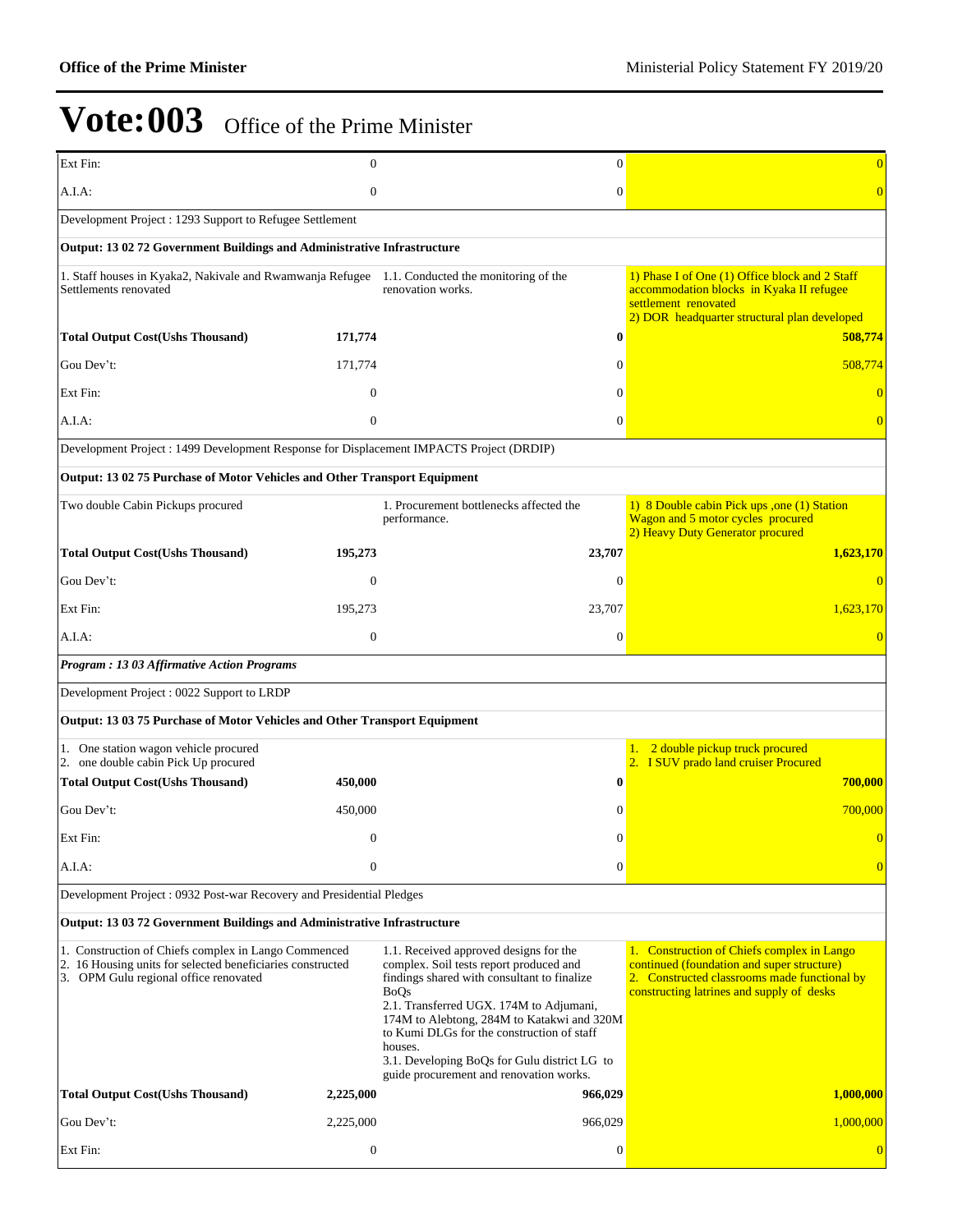# Vote:003 Office of the Prime Minister

| | | | |
|---|---|---|---|
| Ext Fin: | 0 | 0 | 0 |
| A.I.A: | 0 | 0 | 0 |
| Development Project : 1293 Support to Refugee Settlement | | | |
| **Output: 13 02 72 Government Buildings and Administrative Infrastructure** | | | |
| 1. Staff houses in Kyaka2, Nakivale and Rwamwanja Refugee Settlements renovated | | 1.1. Conducted the monitoring of the renovation works. | 1) Phase I of One (1) Office block and 2 Staff accommodation blocks in Kyaka II refugee settlement renovated<br>2) DOR headquarter structural plan developed |
| **Total Output Cost(Ushs Thousand)** | **171,774** | **0** | **508,774** |
| Gou Dev't: | 171,774 | 0 | 508,774 |
| Ext Fin: | 0 | 0 | 0 |
| A.I.A: | 0 | 0 | 0 |
| Development Project : 1499 Development Response for Displacement IMPACTS Project (DRDIP) | | | |
| **Output: 13 02 75 Purchase of Motor Vehicles and Other Transport Equipment** | | | |
| Two double Cabin Pickups procured | | 1. Procurement bottlenecks affected the performance. | 1) 8 Double cabin Pick ups ,one (1) Station Wagon and 5 motor cycles procured<br>2) Heavy Duty Generator procured |
| **Total Output Cost(Ushs Thousand)** | **195,273** | **23,707** | **1,623,170** |
| Gou Dev't: | 0 | 0 | 0 |
| Ext Fin: | 195,273 | 23,707 | 1,623,170 |
| A.I.A: | 0 | 0 | 0 |
| ***Program : 13 03 Affirmative Action Programs*** | | | |
| Development Project : 0022 Support to LRDP | | | |
| **Output: 13 03 75 Purchase of Motor Vehicles and Other Transport Equipment** | | | |
| 1. One station wagon vehicle procured<br>2. one double cabin Pick Up procured | | | 1. 2 double pickup truck procured<br>2. I SUV prado land cruiser Procured |
| **Total Output Cost(Ushs Thousand)** | **450,000** | **0** | **700,000** |
| Gou Dev't: | 450,000 | 0 | 700,000 |
| Ext Fin: | 0 | 0 | 0 |
| A.I.A: | 0 | 0 | 0 |
| Development Project : 0932 Post-war Recovery and Presidential Pledges | | | |
| **Output: 13 03 72 Government Buildings and Administrative Infrastructure** | | | |
| 1. Construction of Chiefs complex in Lango Commenced<br>2. 16 Housing units for selected beneficiaries constructed<br>3. OPM Gulu regional office renovated | | 1.1. Received approved designs for the complex. Soil tests report produced and findings shared with consultant to finalize BoQs<br>2.1. Transferred UGX. 174M to Adjumani, 174M to Alebtong, 284M to Katakwi and 320M to Kumi DLGs for the construction of staff houses.<br>3.1. Developing BoQs for Gulu district LG to guide procurement and renovation works. | 1. Construction of Chiefs complex in Lango continued (foundation and super structure)<br>2. Constructed classrooms made functional by constructing latrines and supply of desks |
| **Total Output Cost(Ushs Thousand)** | **2,225,000** | **966,029** | **1,000,000** |
| Gou Dev't: | 2,225,000 | 966,029 | 1,000,000 |
| Ext Fin: | 0 | 0 | 0 |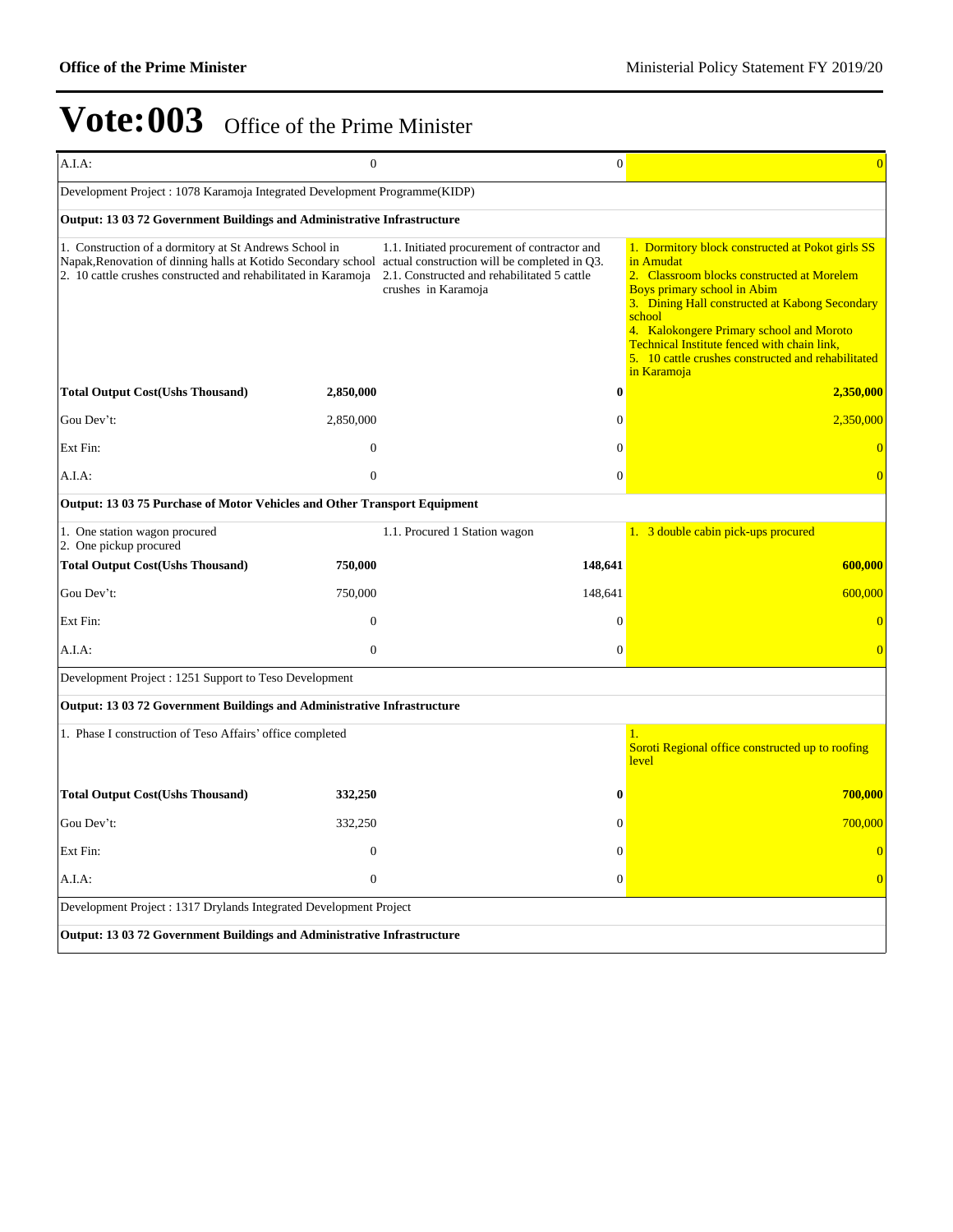# Vote:003 Office of the Prime Minister

| | | | |
|---|---|---|---|
| A.I.A: | 0 | 0 | 0 |
| Development Project : 1078 Karamoja Integrated Development Programme(KIDP) | | | |
| **Output: 13 03 72 Government Buildings and Administrative Infrastructure** | | | |
| 1. Construction of a dormitory at St Andrews School in Napak,Renovation of dinning halls at Kotido Secondary school<br>2. 10 cattle crushes constructed and rehabilitated in Karamoja | | 1.1. Initiated procurement of contractor and actual construction will be completed in Q3.<br>2.1. Constructed and rehabilitated 5 cattle crushes in Karamoja | 1. Dormitory block constructed at Pokot girls SS in Amudat<br>2. Classroom blocks constructed at Morelem Boys primary school in Abim<br>3. Dining Hall constructed at Kabong Secondary school<br>4. Kalokongere Primary school and Moroto Technical Institute fenced with chain link,<br>5. 10 cattle crushes constructed and rehabilitated in Karamoja |
| **Total Output Cost(Ushs Thousand)** | **2,850,000** | **0** | **2,350,000** |
| Gou Dev't: | 2,850,000 | 0 | 2,350,000 |
| Ext Fin: | 0 | 0 | 0 |
| A.I.A: | 0 | 0 | 0 |
| **Output: 13 03 75 Purchase of Motor Vehicles and Other Transport Equipment** | | | |
| 1. One station wagon procured<br>2. One pickup procured | | 1.1. Procured 1 Station wagon | 1. 3 double cabin pick-ups procured |
| **Total Output Cost(Ushs Thousand)** | **750,000** | **148,641** | **600,000** |
| Gou Dev't: | 750,000 | 148,641 | 600,000 |
| Ext Fin: | 0 | 0 | 0 |
| A.I.A: | 0 | 0 | 0 |
| Development Project : 1251 Support to Teso Development | | | |
| **Output: 13 03 72 Government Buildings and Administrative Infrastructure** | | | |
| 1. Phase I construction of Teso Affairs' office completed | | | 1.<br>Soroti Regional office constructed up to roofing level |
| **Total Output Cost(Ushs Thousand)** | **332,250** | **0** | **700,000** |
| Gou Dev't: | 332,250 | 0 | 700,000 |
| Ext Fin: | 0 | 0 | 0 |
| A.I.A: | 0 | 0 | 0 |
| Development Project : 1317 Drylands Integrated Development Project | | | |
| **Output: 13 03 72 Government Buildings and Administrative Infrastructure** | | | |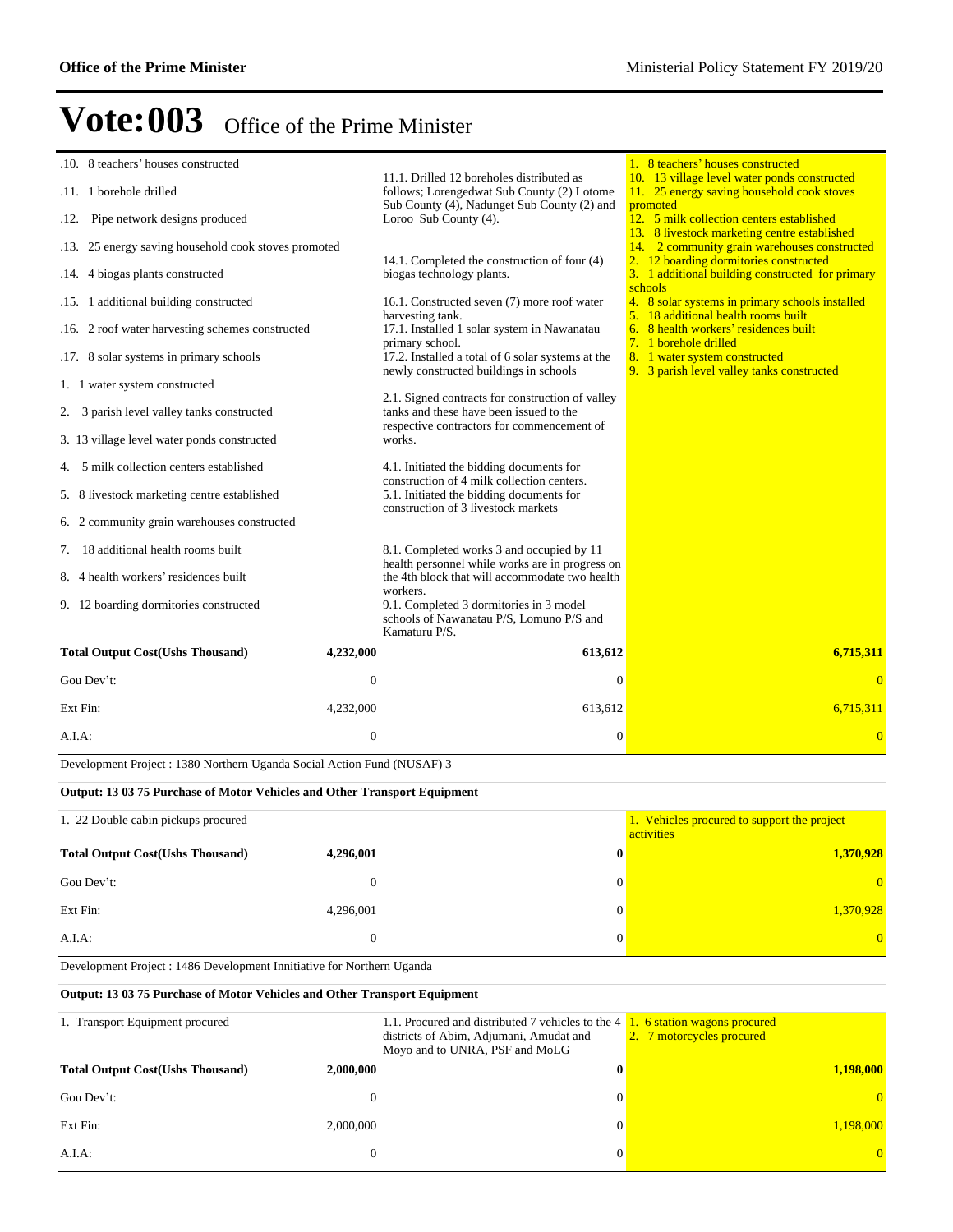# Vote:003 Office of the Prime Minister

| | | | |
|---|---|---|---|
| .10. 8 teachers' houses constructed<br>.11. 1 borehole drilled<br>.12. Pipe network designs produced<br>.13. 25 energy saving household cook stoves promoted<br>.14. 4 biogas plants constructed<br>.15. 1 additional building constructed<br>.16. 2 roof water harvesting schemes constructed<br>.17. 8 solar systems in primary schools<br>1. 1 water system constructed<br>2. 3 parish level valley tanks constructed<br>3. 13 village level water ponds constructed<br>4. 5 milk collection centers established<br>5. 8 livestock marketing centre established<br>6. 2 community grain warehouses constructed<br>7. 18 additional health rooms built<br>8. 4 health workers' residences built<br>9. 12 boarding dormitories constructed | | 11.1. Drilled 12 boreholes distributed as follows; Lorengedwat Sub County (2) Lotome Sub County (4), Nadunget Sub County (2) and Loroo Sub County (4).<br>14.1. Completed the construction of four (4) biogas technology plants.<br>16.1. Constructed seven (7) more roof water harvesting tank.<br>17.1. Installed 1 solar system in Nawanatau primary school.<br>17.2. Installed a total of 6 solar systems at the newly constructed buildings in schools<br>2.1. Signed contracts for construction of valley tanks and these have been issued to the respective contractors for commencement of works.<br>4.1. Initiated the bidding documents for construction of 4 milk collection centers.<br>5.1. Initiated the bidding documents for construction of 3 livestock markets<br>8.1. Completed works 3 and occupied by 11 health personnel while works are in progress on the 4th block that will accommodate two health workers.<br>9.1. Completed 3 dormitories in 3 model schools of Nawanatau P/S, Lomuno P/S and Kamaturu P/S. | 1. 8 teachers' houses constructed<br>10. 13 village level water ponds constructed<br>11. 25 energy saving household cook stoves promoted<br>12. 5 milk collection centers established<br>13. 8 livestock marketing centre established<br>14. 2 community grain warehouses constructed<br>2. 12 boarding dormitories constructed<br>3. 1 additional building constructed for primary schools<br>4. 8 solar systems in primary schools installed<br>5. 18 additional health rooms built<br>6. 8 health workers' residences built<br>7. 1 borehole drilled<br>8. 1 water system constructed<br>9. 3 parish level valley tanks constructed |
| **Total Output Cost(Ushs Thousand)** | **4,232,000** | **613,612** | **6,715,311** |
| Gou Dev't: | 0 | 0 | 0 |
| Ext Fin: | 4,232,000 | 613,612 | 6,715,311 |
| A.I.A: | 0 | 0 | 0 |
| Development Project : 1380 Northern Uganda Social Action Fund (NUSAF) 3 | | | |
| **Output: 13 03 75 Purchase of Motor Vehicles and Other Transport Equipment** | | | |
| 1. 22 Double cabin pickups procured | | | 1. Vehicles procured to support the project activities |
| **Total Output Cost(Ushs Thousand)** | **4,296,001** | **0** | **1,370,928** |
| Gou Dev't: | 0 | 0 | 0 |
| Ext Fin: | 4,296,001 | 0 | 1,370,928 |
| A.I.A: | 0 | 0 | 0 |
| Development Project : 1486 Development Innitiative for Northern Uganda | | | |
| **Output: 13 03 75 Purchase of Motor Vehicles and Other Transport Equipment** | | | |
| 1. Transport Equipment procured | | 1.1. Procured and distributed 7 vehicles to the 4 districts of Abim, Adjumani, Amudat and Moyo and to UNRA, PSF and MoLG | 1. 6 station wagons procured<br>2. 7 motorcycles procured |
| **Total Output Cost(Ushs Thousand)** | **2,000,000** | **0** | **1,198,000** |
| Gou Dev't: | 0 | 0 | 0 |
| Ext Fin: | 2,000,000 | 0 | 1,198,000 |
| A.I.A: | 0 | 0 | 0 |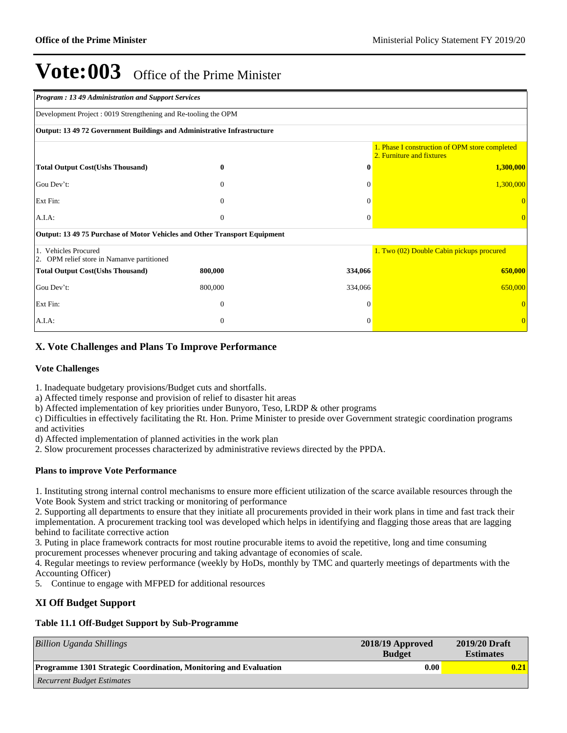# Vote:003 Office of the Prime Minister

| *Program : 13 49 Administration and Support Services* | | | |
|---|---|---|---|
| Development Project : 0019 Strengthening and Re-tooling the OPM | | | |
| **Output: 13 49 72 Government Buildings and Administrative Infrastructure** | | | |
| | | | 1. Phase I construction of OPM store completed<br>2. Furniture and fixtures |
| **Total Output Cost(Ushs Thousand)** | **0** | **0** | **1,300,000** |
| Gou Dev't: | 0 | 0 | 1,300,000 |
| Ext Fin: | 0 | 0 | 0 |
| A.I.A: | 0 | 0 | 0 |
| **Output: 13 49 75 Purchase of Motor Vehicles and Other Transport Equipment** | | | |
| 1. Vehicles Procured<br>2. OPM relief store in Namanve partitioned | | | 1. Two (02) Double Cabin pickups procured |
| **Total Output Cost(Ushs Thousand)** | **800,000** | **334,066** | **650,000** |
| Gou Dev't: | 800,000 | 334,066 | 650,000 |
| Ext Fin: | 0 | 0 | 0 |
| A.I.A: | 0 | 0 | 0 |

## X. Vote Challenges and Plans To Improve Performance

### Vote Challenges

1. Inadequate budgetary provisions/Budget cuts and shortfalls.
a) Affected timely response and provision of relief to disaster hit areas
b) Affected implementation of key priorities under Bunyoro, Teso, LRDP & other programs
c) Difficulties in effectively facilitating the Rt. Hon. Prime Minister to preside over Government strategic coordination programs and activities
d) Affected implementation of planned activities in the work plan
2. Slow procurement processes characterized by administrative reviews directed by the PPDA.

### Plans to improve Vote Performance

1. Instituting strong internal control mechanisms to ensure more efficient utilization of the scarce available resources through the Vote Book System and strict tracking or monitoring of performance
2. Supporting all departments to ensure that they initiate all procurements provided in their work plans in time and fast track their implementation. A procurement tracking tool was developed which helps in identifying and flagging those areas that are lagging behind to facilitate corrective action
3. Puting in place framework contracts for most routine procurable items to avoid the repetitive, long and time consuming procurement processes whenever procuring and taking advantage of economies of scale.
4. Regular meetings to review performance (weekly by HoDs, monthly by TMC and quarterly meetings of departments with the Accounting Officer)
5. Continue to engage with MFPED for additional resources

## XI Off Budget Support

### Table 11.1 Off-Budget Support by Sub-Programme

| *Billion Uganda Shillings* | **2018/19 Approved Budget** | **2019/20 Draft Estimates** |
|---|---|---|
| **Programme 1301 Strategic Coordination, Monitoring and Evaluation** | **0.00** | **0.21** |
| *Recurrent Budget Estimates* | | |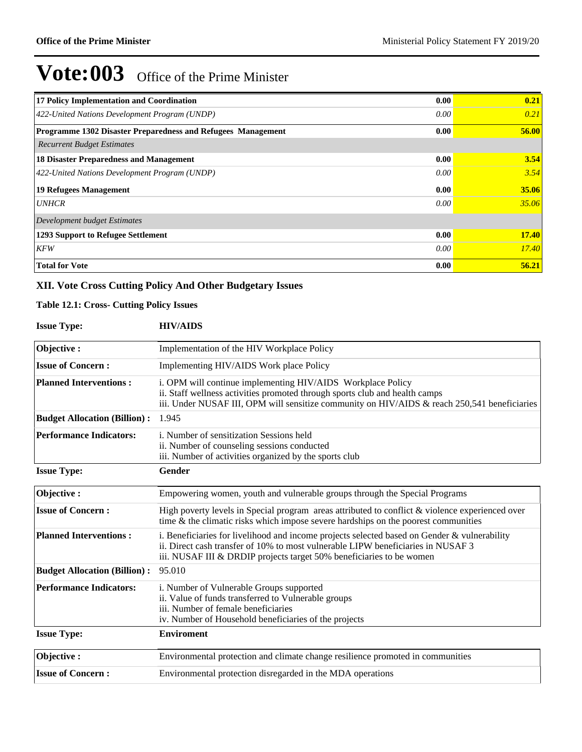# Vote:003 Office of the Prime Minister

| | | |
|---|---|---|
| **17 Policy Implementation and Coordination** | **0.00** | **0.21** |
| *422-United Nations Development Program (UNDP)* | *0.00* | *0.21* |
| **Programme 1302 Disaster Preparedness and Refugees Management** | **0.00** | **56.00** |
| *Recurrent Budget Estimates* | | |
| **18 Disaster Preparedness and Management** | **0.00** | **3.54** |
| *422-United Nations Development Program (UNDP)* | *0.00* | *3.54* |
| **19 Refugees Management** | **0.00** | **35.06** |
| *UNHCR* | *0.00* | *35.06* |
| *Development budget Estimates* | | |
| **1293 Support to Refugee Settlement** | **0.00** | **17.40** |
| *KFW* | *0.00* | *17.40* |
| **Total for Vote** | **0.00** | **56.21** |

## XII. Vote Cross Cutting Policy And Other Budgetary Issues

### Table 12.1: Cross- Cutting Policy Issues

**Issue Type:** **HIV/AIDS**

| | |
|---|---|
| **Objective :** | Implementation of the HIV Workplace Policy |
| **Issue of Concern :** | Implementing HIV/AIDS Work place Policy |
| **Planned Interventions :** | i. OPM will continue implementing HIV/AIDS Workplace Policy<br>ii. Staff wellness activities promoted through sports club and health camps<br>iii. Under NUSAF III, OPM will sensitize community on HIV/AIDS & reach 250,541 beneficiaries |
| **Budget Allocation (Billion) :** | 1.945 |
| **Performance Indicators:** | i. Number of sensitization Sessions held<br>ii. Number of counseling sessions conducted<br>iii. Number of activities organized by the sports club |

**Issue Type:** **Gender**

| | |
|---|---|
| **Objective :** | Empowering women, youth and vulnerable groups through the Special Programs |
| **Issue of Concern :** | High poverty levels in Special program areas attributed to conflict & violence experienced over time & the climatic risks which impose severe hardships on the poorest communities |
| **Planned Interventions :** | i. Beneficiaries for livelihood and income projects selected based on Gender & vulnerability<br>ii. Direct cash transfer of 10% to most vulnerable LIPW beneficiaries in NUSAF 3<br>iii. NUSAF III & DRDIP projects target 50% beneficiaries to be women |
| **Budget Allocation (Billion) :** | 95.010 |
| **Performance Indicators:** | i. Number of Vulnerable Groups supported<br>ii. Value of funds transferred to Vulnerable groups<br>iii. Number of female beneficiaries<br>iv. Number of Household beneficiaries of the projects |

**Issue Type:** **Enviroment**

| | |
|---|---|
| **Objective :** | Environmental protection and climate change resilience promoted in communities |
| **Issue of Concern :** | Environmental protection disregarded in the MDA operations |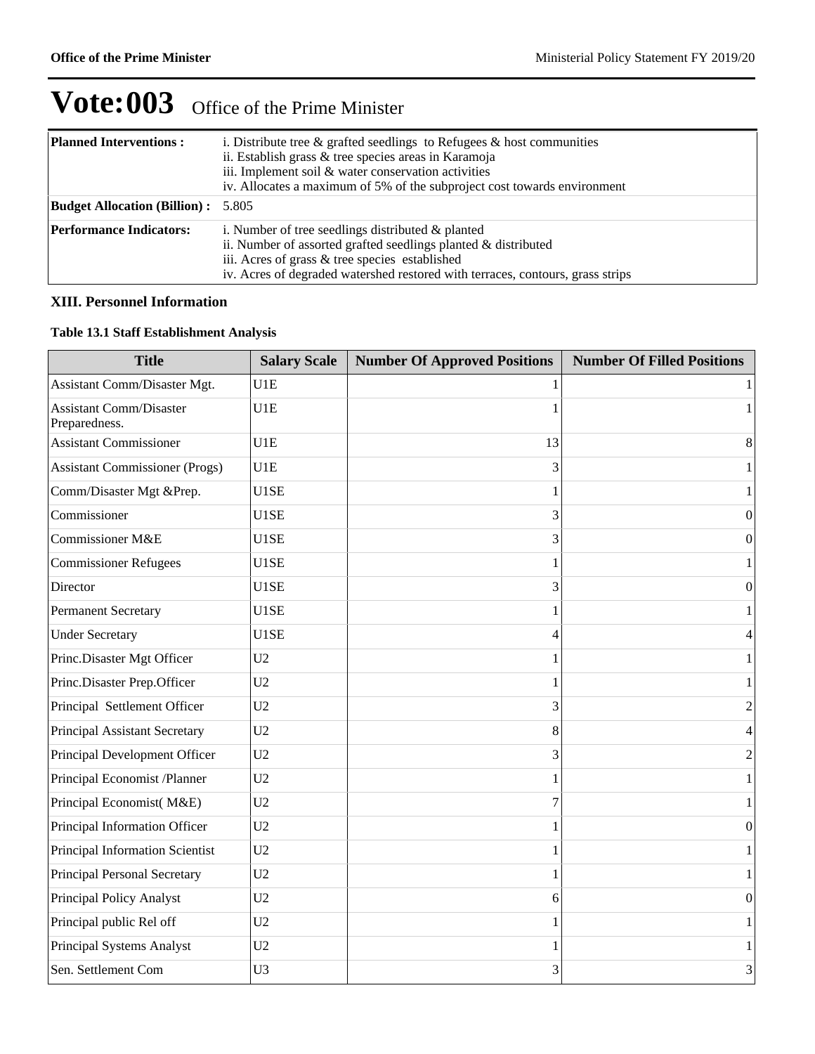# Vote:003 Office of the Prime Minister

| | |
|---|---|
| **Planned Interventions :** | i. Distribute tree & grafted seedlings to Refugees & host communities<br>ii. Establish grass & tree species areas in Karamoja<br>iii. Implement soil & water conservation activities<br>iv. Allocates a maximum of 5% of the subproject cost towards environment |
| **Budget Allocation (Billion) :** | 5.805 |
| **Performance Indicators:** | i. Number of tree seedlings distributed & planted<br>ii. Number of assorted grafted seedlings planted & distributed<br>iii. Acres of grass & tree species established<br>iv. Acres of degraded watershed restored with terraces, contours, grass strips |

### XIII. Personnel Information

**Table 13.1 Staff Establishment Analysis**

| Title | Salary Scale | Number Of Approved Positions | Number Of Filled Positions |
|---|---|---|---|
| Assistant Comm/Disaster Mgt. | U1E | 1 | 1 |
| Assistant Comm/Disaster Preparedness. | U1E | 1 | 1 |
| Assistant Commissioner | U1E | 13 | 8 |
| Assistant Commissioner (Progs) | U1E | 3 | 1 |
| Comm/Disaster Mgt &Prep. | U1SE | 1 | 1 |
| Commissioner | U1SE | 3 | 0 |
| Commissioner M&E | U1SE | 3 | 0 |
| Commissioner Refugees | U1SE | 1 | 1 |
| Director | U1SE | 3 | 0 |
| Permanent Secretary | U1SE | 1 | 1 |
| Under Secretary | U1SE | 4 | 4 |
| Princ.Disaster Mgt Officer | U2 | 1 | 1 |
| Princ.Disaster Prep.Officer | U2 | 1 | 1 |
| Principal Settlement Officer | U2 | 3 | 2 |
| Principal Assistant Secretary | U2 | 8 | 4 |
| Principal Development Officer | U2 | 3 | 2 |
| Principal Economist /Planner | U2 | 1 | 1 |
| Principal Economist( M&E) | U2 | 7 | 1 |
| Principal Information Officer | U2 | 1 | 0 |
| Principal Information Scientist | U2 | 1 | 1 |
| Principal Personal Secretary | U2 | 1 | 1 |
| Principal Policy Analyst | U2 | 6 | 0 |
| Principal public Rel off | U2 | 1 | 1 |
| Principal Systems Analyst | U2 | 1 | 1 |
| Sen. Settlement Com | U3 | 3 | 3 |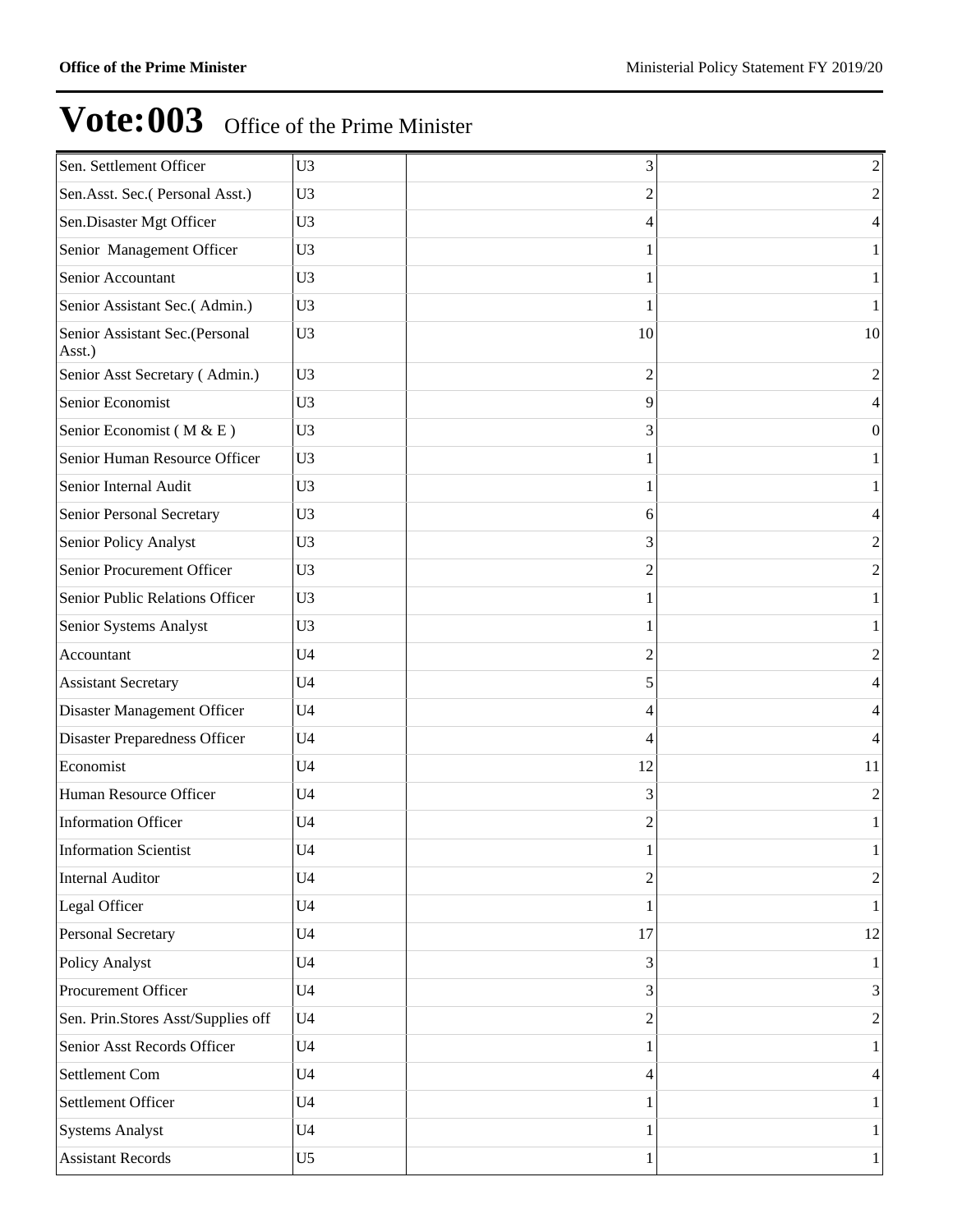# Vote:003 Office of the Prime Minister

| | | | |
|---|---|---|---|
| Sen. Settlement Officer | U3 | 3 | 2 |
| Sen.Asst. Sec.( Personal Asst.) | U3 | 2 | 2 |
| Sen.Disaster Mgt Officer | U3 | 4 | 4 |
| Senior  Management Officer | U3 | 1 | 1 |
| Senior Accountant | U3 | 1 | 1 |
| Senior Assistant Sec.( Admin.) | U3 | 1 | 1 |
| Senior Assistant Sec.(Personal Asst.) | U3 | 10 | 10 |
| Senior Asst Secretary ( Admin.) | U3 | 2 | 2 |
| Senior Economist | U3 | 9 | 4 |
| Senior Economist ( M & E ) | U3 | 3 | 0 |
| Senior Human Resource Officer | U3 | 1 | 1 |
| Senior Internal Audit | U3 | 1 | 1 |
| Senior Personal Secretary | U3 | 6 | 4 |
| Senior Policy Analyst | U3 | 3 | 2 |
| Senior Procurement Officer | U3 | 2 | 2 |
| Senior Public Relations Officer | U3 | 1 | 1 |
| Senior Systems Analyst | U3 | 1 | 1 |
| Accountant | U4 | 2 | 2 |
| Assistant Secretary | U4 | 5 | 4 |
| Disaster Management Officer | U4 | 4 | 4 |
| Disaster Preparedness Officer | U4 | 4 | 4 |
| Economist | U4 | 12 | 11 |
| Human Resource Officer | U4 | 3 | 2 |
| Information Officer | U4 | 2 | 1 |
| Information Scientist | U4 | 1 | 1 |
| Internal Auditor | U4 | 2 | 2 |
| Legal Officer | U4 | 1 | 1 |
| Personal Secretary | U4 | 17 | 12 |
| Policy Analyst | U4 | 3 | 1 |
| Procurement Officer | U4 | 3 | 3 |
| Sen. Prin.Stores Asst/Supplies off | U4 | 2 | 2 |
| Senior Asst Records Officer | U4 | 1 | 1 |
| Settlement Com | U4 | 4 | 4 |
| Settlement Officer | U4 | 1 | 1 |
| Systems Analyst | U4 | 1 | 1 |
| Assistant Records | U5 | 1 | 1 |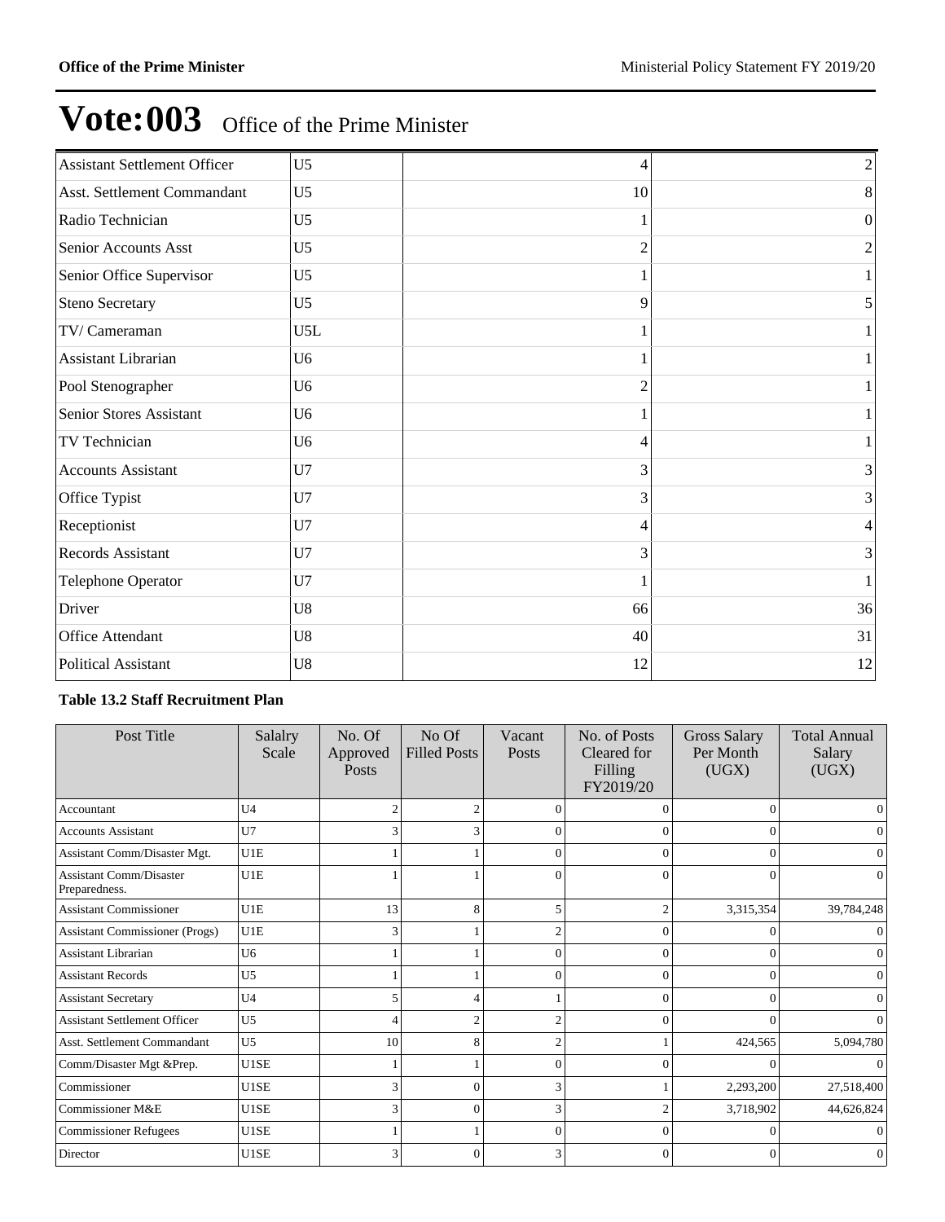# Vote:003 Office of the Prime Minister

| | | | |
|---|---|---|---|
| Assistant Settlement Officer | U5 | 4 | 2 |
| Asst. Settlement Commandant | U5 | 10 | 8 |
| Radio Technician | U5 | 1 | 0 |
| Senior Accounts Asst | U5 | 2 | 2 |
| Senior Office Supervisor | U5 | 1 | 1 |
| Steno Secretary | U5 | 9 | 5 |
| TV/ Cameraman | U5L | 1 | 1 |
| Assistant Librarian | U6 | 1 | 1 |
| Pool Stenographer | U6 | 2 | 1 |
| Senior Stores Assistant | U6 | 1 | 1 |
| TV Technician | U6 | 4 | 1 |
| Accounts Assistant | U7 | 3 | 3 |
| Office Typist | U7 | 3 | 3 |
| Receptionist | U7 | 4 | 4 |
| Records Assistant | U7 | 3 | 3 |
| Telephone Operator | U7 | 1 | 1 |
| Driver | U8 | 66 | 36 |
| Office Attendant | U8 | 40 | 31 |
| Political Assistant | U8 | 12 | 12 |

**Table 13.2 Staff Recruitment Plan**

| Post Title | Salalry Scale | No. Of Approved Posts | No Of Filled Posts | Vacant Posts | No. of Posts Cleared for Filling FY2019/20 | Gross Salary Per Month (UGX) | Total Annual Salary (UGX) |
|---|---|---|---|---|---|---|---|
| Accountant | U4 | 2 | 2 | 0 | 0 | 0 | 0 |
| Accounts Assistant | U7 | 3 | 3 | 0 | 0 | 0 | 0 |
| Assistant Comm/Disaster Mgt. | U1E | 1 | 1 | 0 | 0 | 0 | 0 |
| Assistant Comm/Disaster Preparedness. | U1E | 1 | 1 | 0 | 0 | 0 | 0 |
| Assistant Commissioner | U1E | 13 | 8 | 5 | 2 | 3,315,354 | 39,784,248 |
| Assistant Commissioner (Progs) | U1E | 3 | 1 | 2 | 0 | 0 | 0 |
| Assistant Librarian | U6 | 1 | 1 | 0 | 0 | 0 | 0 |
| Assistant Records | U5 | 1 | 1 | 0 | 0 | 0 | 0 |
| Assistant Secretary | U4 | 5 | 4 | 1 | 0 | 0 | 0 |
| Assistant Settlement Officer | U5 | 4 | 2 | 2 | 0 | 0 | 0 |
| Asst. Settlement Commandant | U5 | 10 | 8 | 2 | 1 | 424,565 | 5,094,780 |
| Comm/Disaster Mgt &Prep. | U1SE | 1 | 1 | 0 | 0 | 0 | 0 |
| Commissioner | U1SE | 3 | 0 | 3 | 1 | 2,293,200 | 27,518,400 |
| Commissioner M&E | U1SE | 3 | 0 | 3 | 2 | 3,718,902 | 44,626,824 |
| Commissioner Refugees | U1SE | 1 | 1 | 0 | 0 | 0 | 0 |
| Director | U1SE | 3 | 0 | 3 | 0 | 0 | 0 |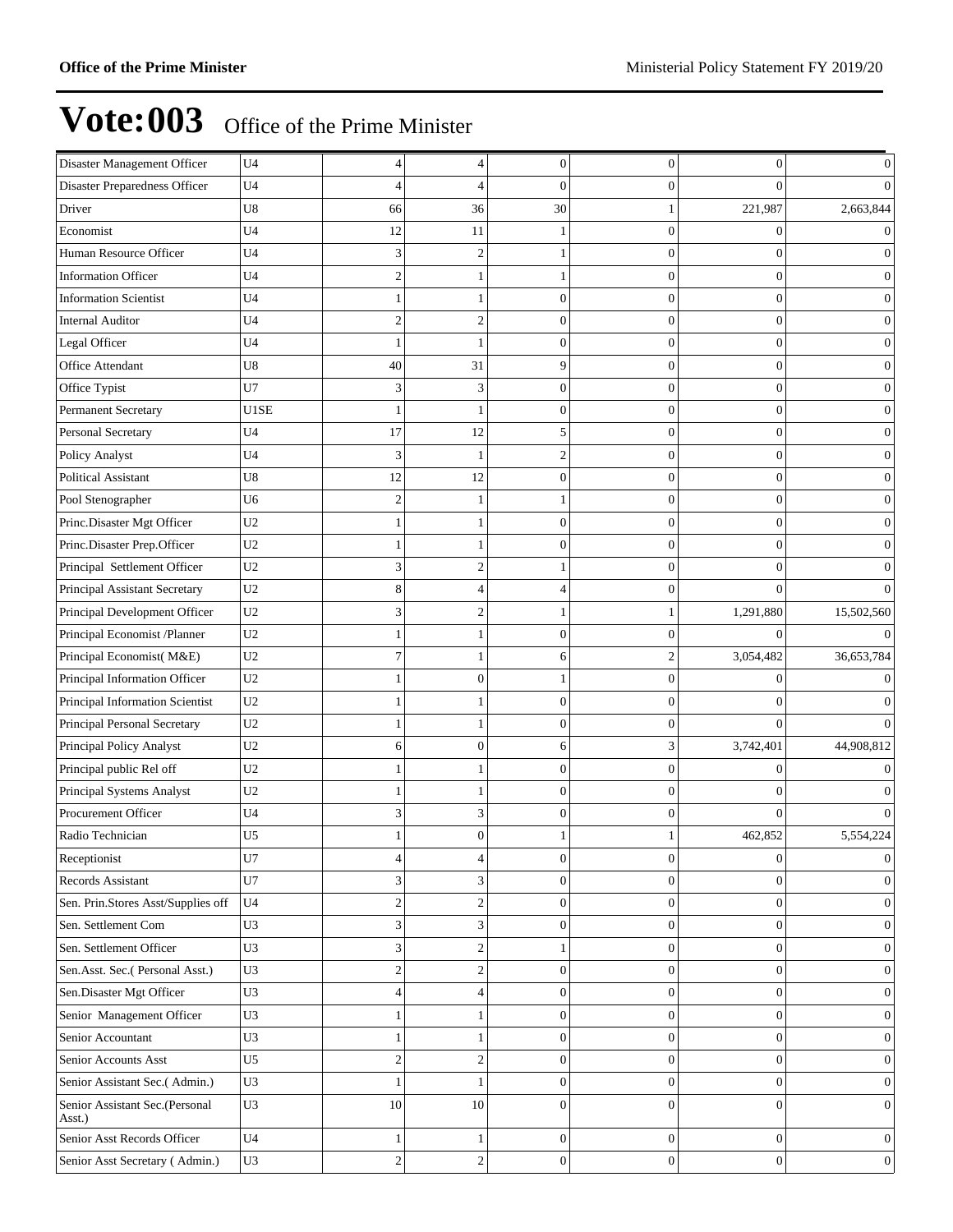# Vote:003 Office of the Prime Minister

| | | | | | | | |
|---|---|---|---|---|---|---|---|
| Disaster Management Officer | U4 | 4 | 4 | 0 | 0 | 0 | 0 |
| Disaster Preparedness Officer | U4 | 4 | 4 | 0 | 0 | 0 | 0 |
| Driver | U8 | 66 | 36 | 30 | 1 | 221,987 | 2,663,844 |
| Economist | U4 | 12 | 11 | 1 | 0 | 0 | 0 |
| Human Resource Officer | U4 | 3 | 2 | 1 | 0 | 0 | 0 |
| Information Officer | U4 | 2 | 1 | 1 | 0 | 0 | 0 |
| Information Scientist | U4 | 1 | 1 | 0 | 0 | 0 | 0 |
| Internal Auditor | U4 | 2 | 2 | 0 | 0 | 0 | 0 |
| Legal Officer | U4 | 1 | 1 | 0 | 0 | 0 | 0 |
| Office Attendant | U8 | 40 | 31 | 9 | 0 | 0 | 0 |
| Office Typist | U7 | 3 | 3 | 0 | 0 | 0 | 0 |
| Permanent Secretary | U1SE | 1 | 1 | 0 | 0 | 0 | 0 |
| Personal Secretary | U4 | 17 | 12 | 5 | 0 | 0 | 0 |
| Policy Analyst | U4 | 3 | 1 | 2 | 0 | 0 | 0 |
| Political Assistant | U8 | 12 | 12 | 0 | 0 | 0 | 0 |
| Pool Stenographer | U6 | 2 | 1 | 1 | 0 | 0 | 0 |
| Princ.Disaster Mgt Officer | U2 | 1 | 1 | 0 | 0 | 0 | 0 |
| Princ.Disaster Prep.Officer | U2 | 1 | 1 | 0 | 0 | 0 | 0 |
| Principal Settlement Officer | U2 | 3 | 2 | 1 | 0 | 0 | 0 |
| Principal Assistant Secretary | U2 | 8 | 4 | 4 | 0 | 0 | 0 |
| Principal Development Officer | U2 | 3 | 2 | 1 | 1 | 1,291,880 | 15,502,560 |
| Principal Economist /Planner | U2 | 1 | 1 | 0 | 0 | 0 | 0 |
| Principal Economist( M&E) | U2 | 7 | 1 | 6 | 2 | 3,054,482 | 36,653,784 |
| Principal Information Officer | U2 | 1 | 0 | 1 | 0 | 0 | 0 |
| Principal Information Scientist | U2 | 1 | 1 | 0 | 0 | 0 | 0 |
| Principal Personal Secretary | U2 | 1 | 1 | 0 | 0 | 0 | 0 |
| Principal Policy Analyst | U2 | 6 | 0 | 6 | 3 | 3,742,401 | 44,908,812 |
| Principal public Rel off | U2 | 1 | 1 | 0 | 0 | 0 | 0 |
| Principal Systems Analyst | U2 | 1 | 1 | 0 | 0 | 0 | 0 |
| Procurement Officer | U4 | 3 | 3 | 0 | 0 | 0 | 0 |
| Radio Technician | U5 | 1 | 0 | 1 | 1 | 462,852 | 5,554,224 |
| Receptionist | U7 | 4 | 4 | 0 | 0 | 0 | 0 |
| Records Assistant | U7 | 3 | 3 | 0 | 0 | 0 | 0 |
| Sen. Prin.Stores Asst/Supplies off | U4 | 2 | 2 | 0 | 0 | 0 | 0 |
| Sen. Settlement Com | U3 | 3 | 3 | 0 | 0 | 0 | 0 |
| Sen. Settlement Officer | U3 | 3 | 2 | 1 | 0 | 0 | 0 |
| Sen.Asst. Sec.( Personal Asst.) | U3 | 2 | 2 | 0 | 0 | 0 | 0 |
| Sen.Disaster Mgt Officer | U3 | 4 | 4 | 0 | 0 | 0 | 0 |
| Senior Management Officer | U3 | 1 | 1 | 0 | 0 | 0 | 0 |
| Senior Accountant | U3 | 1 | 1 | 0 | 0 | 0 | 0 |
| Senior Accounts Asst | U5 | 2 | 2 | 0 | 0 | 0 | 0 |
| Senior Assistant Sec.( Admin.) | U3 | 1 | 1 | 0 | 0 | 0 | 0 |
| Senior Assistant Sec.(Personal Asst.) | U3 | 10 | 10 | 0 | 0 | 0 | 0 |
| Senior Asst Records Officer | U4 | 1 | 1 | 0 | 0 | 0 | 0 |
| Senior Asst Secretary ( Admin.) | U3 | 2 | 2 | 0 | 0 | 0 | 0 |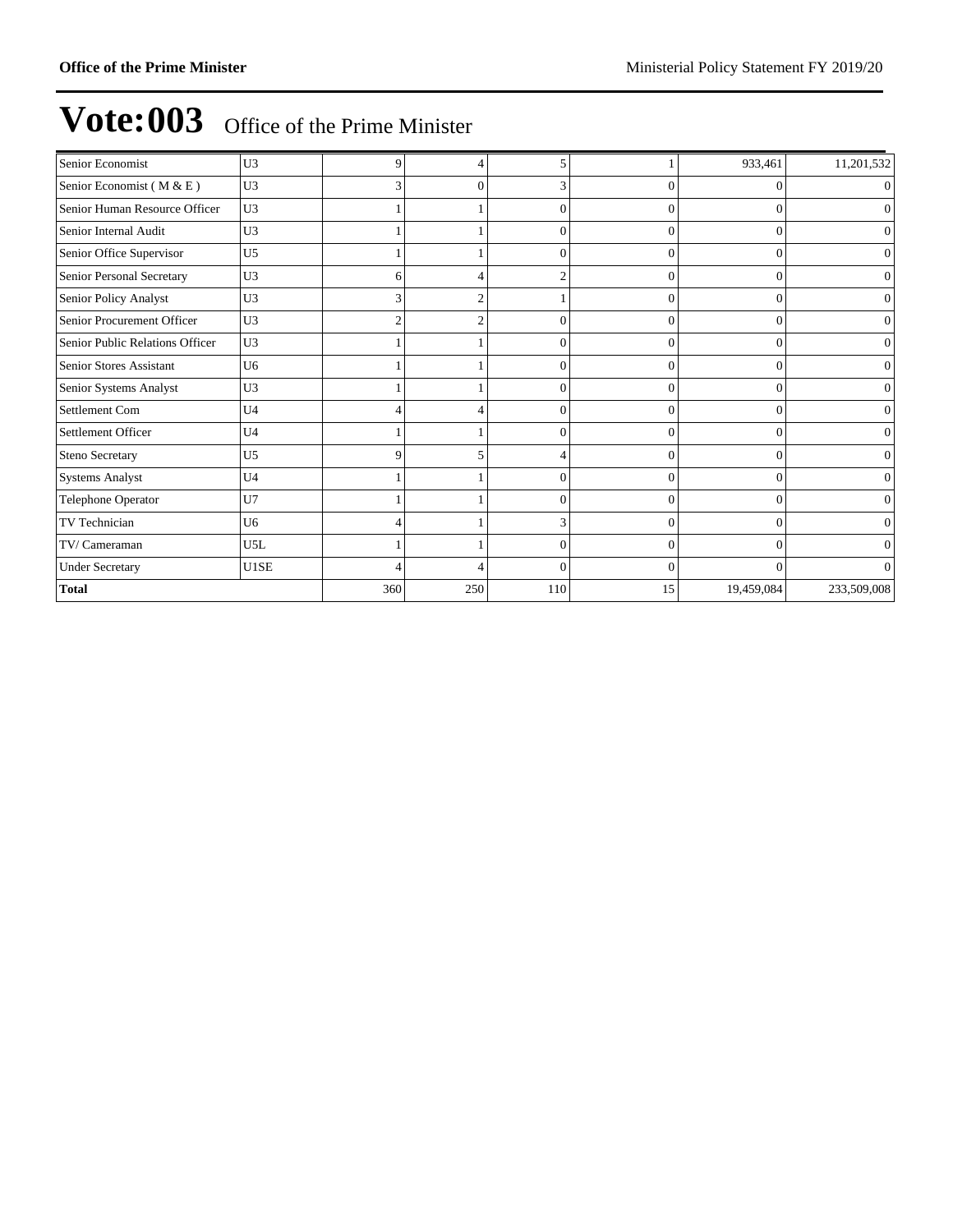# Vote:003 Office of the Prime Minister

| | | | | | | | |
|---|---|---|---|---|---|---|---|
| Senior Economist | U3 | 9 | 4 | 5 | 1 | 933,461 | 11,201,532 |
| Senior Economist ( M & E ) | U3 | 3 | 0 | 3 | 0 | 0 | 0 |
| Senior Human Resource Officer | U3 | 1 | 1 | 0 | 0 | 0 | 0 |
| Senior Internal Audit | U3 | 1 | 1 | 0 | 0 | 0 | 0 |
| Senior Office Supervisor | U5 | 1 | 1 | 0 | 0 | 0 | 0 |
| Senior Personal Secretary | U3 | 6 | 4 | 2 | 0 | 0 | 0 |
| Senior Policy Analyst | U3 | 3 | 2 | 1 | 0 | 0 | 0 |
| Senior Procurement Officer | U3 | 2 | 2 | 0 | 0 | 0 | 0 |
| Senior Public Relations Officer | U3 | 1 | 1 | 0 | 0 | 0 | 0 |
| Senior Stores Assistant | U6 | 1 | 1 | 0 | 0 | 0 | 0 |
| Senior Systems Analyst | U3 | 1 | 1 | 0 | 0 | 0 | 0 |
| Settlement Com | U4 | 4 | 4 | 0 | 0 | 0 | 0 |
| Settlement Officer | U4 | 1 | 1 | 0 | 0 | 0 | 0 |
| Steno Secretary | U5 | 9 | 5 | 4 | 0 | 0 | 0 |
| Systems Analyst | U4 | 1 | 1 | 0 | 0 | 0 | 0 |
| Telephone Operator | U7 | 1 | 1 | 0 | 0 | 0 | 0 |
| TV Technician | U6 | 4 | 1 | 3 | 0 | 0 | 0 |
| TV/ Cameraman | U5L | 1 | 1 | 0 | 0 | 0 | 0 |
| Under Secretary | U1SE | 4 | 4 | 0 | 0 | 0 | 0 |
| **Total** | | 360 | 250 | 110 | 15 | 19,459,084 | 233,509,008 |